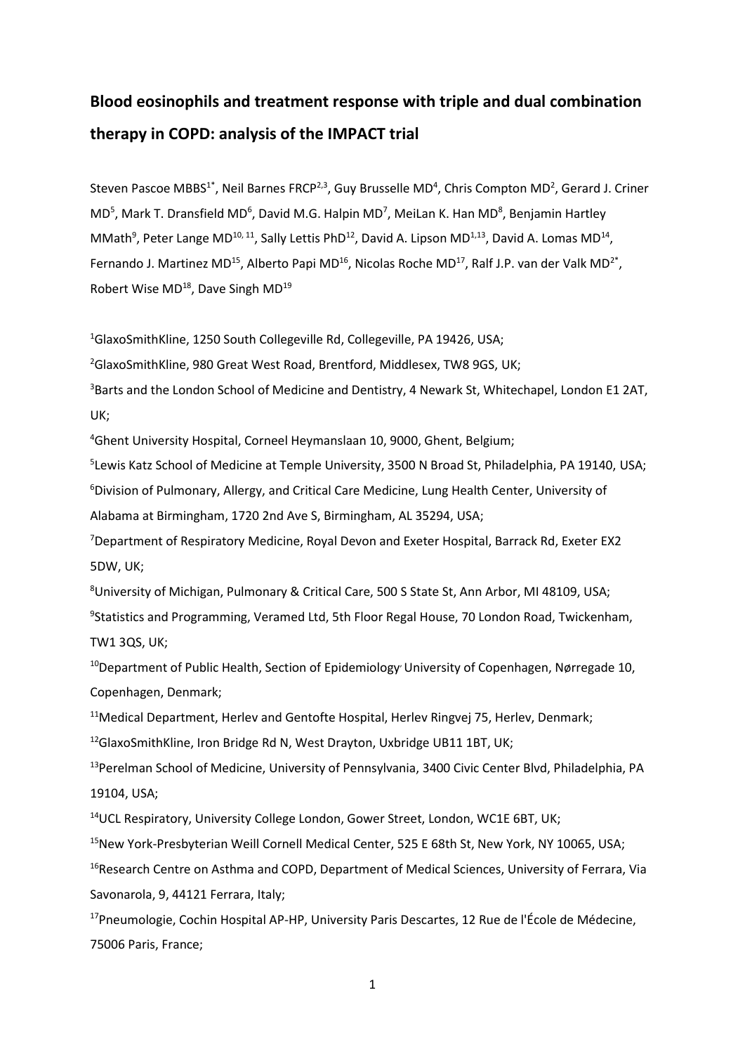# Blood eosinophils and treatment response with triple and dual combination therapy in COPD: analysis of the IMPACT trial

Steven Pascoe MBBS[1*], Neil Barnes FRCP[2,3], Guy Brusselle MD[4], Chris Compton MD[2], Gerard J. Criner MD[5], Mark T. Dransfield MD[6], David M.G. Halpin MD[7], MeiLan K. Han MD[8], Benjamin Hartley MMath[9], Peter Lange MD[10, 11], Sally Lettis PhD[12], David A. Lipson MD[1,13], David A. Lomas MD[14], Fernando J. Martinez MD[15], Alberto Papi MD[16], Nicolas Roche MD[17], Ralf J.P. van der Valk MD[2*], Robert Wise MD[18], Dave Singh MD[19]

[1]GlaxoSmithKline, 1250 South Collegeville Rd, Collegeville, PA 19426, USA;

[2]GlaxoSmithKline, 980 Great West Road, Brentford, Middlesex, TW8 9GS, UK;

[3]Barts and the London School of Medicine and Dentistry, 4 Newark St, Whitechapel, London E1 2AT, UK;

[4]Ghent University Hospital, Corneel Heymanslaan 10, 9000, Ghent, Belgium;

[5]Lewis Katz School of Medicine at Temple University, 3500 N Broad St, Philadelphia, PA 19140, USA;

[6]Division of Pulmonary, Allergy, and Critical Care Medicine, Lung Health Center, University of Alabama at Birmingham, 1720 2nd Ave S, Birmingham, AL 35294, USA;

[7]Department of Respiratory Medicine, Royal Devon and Exeter Hospital, Barrack Rd, Exeter EX2 5DW, UK;

[8]University of Michigan, Pulmonary & Critical Care, 500 S State St, Ann Arbor, MI 48109, USA;

[9]Statistics and Programming, Veramed Ltd, 5th Floor Regal House, 70 London Road, Twickenham, TW1 3QS, UK;

[10]Department of Public Health, Section of Epidemiology, University of Copenhagen, Nørregade 10, Copenhagen, Denmark;

[11]Medical Department, Herlev and Gentofte Hospital, Herlev Ringvej 75, Herlev, Denmark;

[12]GlaxoSmithKline, Iron Bridge Rd N, West Drayton, Uxbridge UB11 1BT, UK;

[13]Perelman School of Medicine, University of Pennsylvania, 3400 Civic Center Blvd, Philadelphia, PA 19104, USA;

[14]UCL Respiratory, University College London, Gower Street, London, WC1E 6BT, UK;

[15]New York-Presbyterian Weill Cornell Medical Center, 525 E 68th St, New York, NY 10065, USA;

[16]Research Centre on Asthma and COPD, Department of Medical Sciences, University of Ferrara, Via Savonarola, 9, 44121 Ferrara, Italy;

[17]Pneumologie, Cochin Hospital AP-HP, University Paris Descartes, 12 Rue de l'École de Médecine, 75006 Paris, France;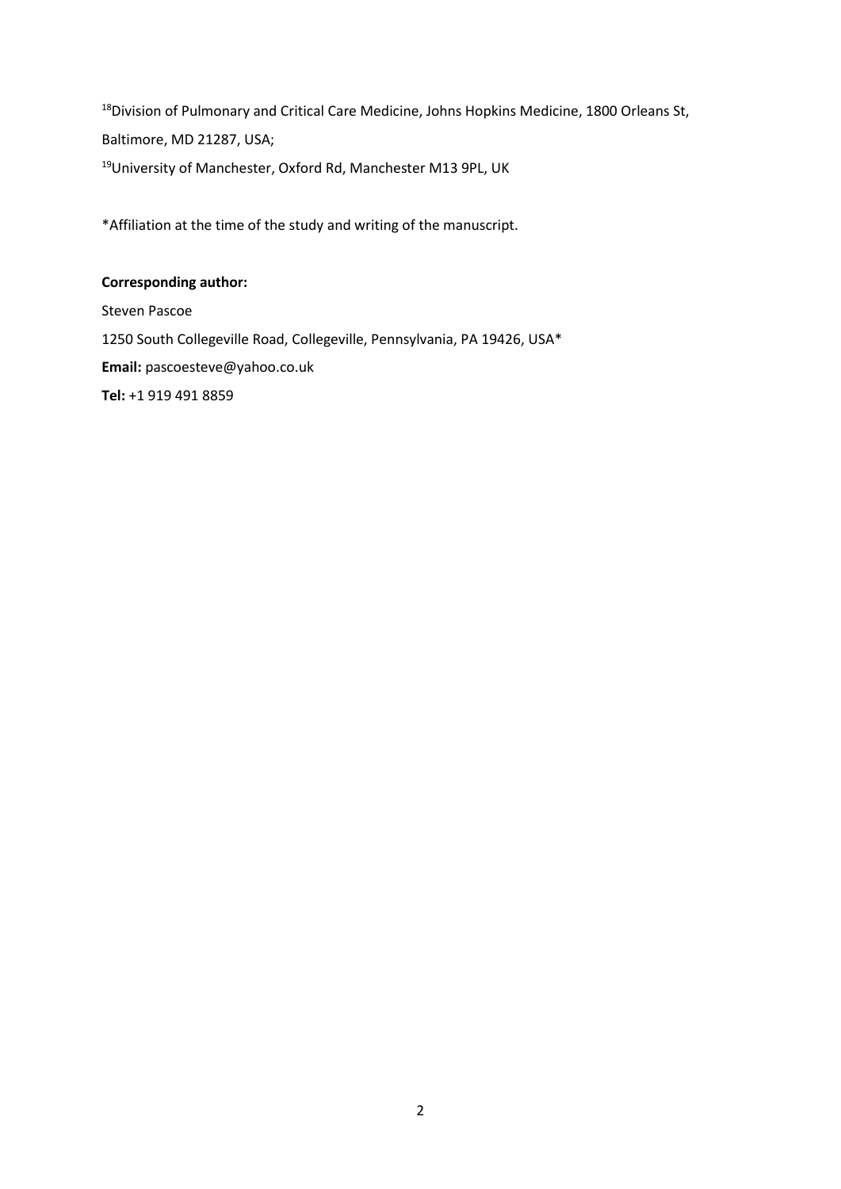[18]Division of Pulmonary and Critical Care Medicine, Johns Hopkins Medicine, 1800 Orleans St, Baltimore, MD 21287, USA;

[19]University of Manchester, Oxford Rd, Manchester M13 9PL, UK

*Affiliation at the time of the study and writing of the manuscript.

**Corresponding author:**

Steven Pascoe

1250 South Collegeville Road, Collegeville, Pennsylvania, PA 19426, USA*

**Email:** pascoesteve@yahoo.co.uk

**Tel:** +1 919 491 8859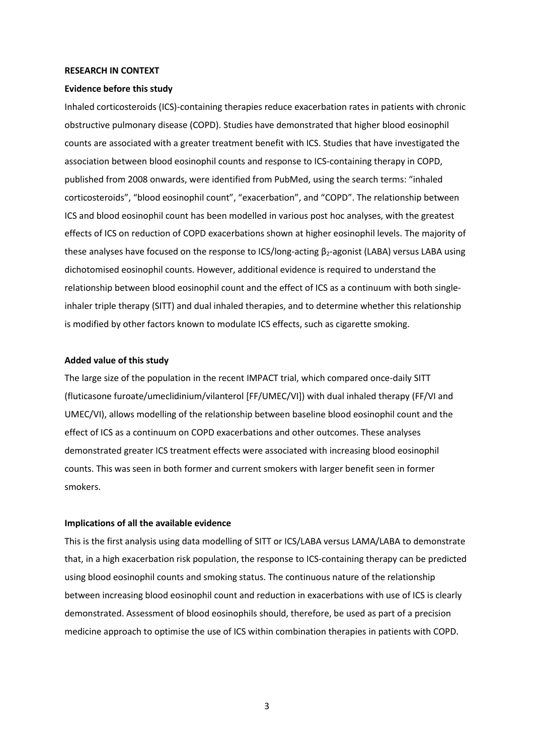**RESEARCH IN CONTEXT**

**Evidence before this study**

Inhaled corticosteroids (ICS)-containing therapies reduce exacerbation rates in patients with chronic obstructive pulmonary disease (COPD). Studies have demonstrated that higher blood eosinophil counts are associated with a greater treatment benefit with ICS. Studies that have investigated the association between blood eosinophil counts and response to ICS-containing therapy in COPD, published from 2008 onwards, were identified from PubMed, using the search terms: "inhaled corticosteroids", "blood eosinophil count", "exacerbation", and "COPD". The relationship between ICS and blood eosinophil count has been modelled in various post hoc analyses, with the greatest effects of ICS on reduction of COPD exacerbations shown at higher eosinophil levels. The majority of these analyses have focused on the response to ICS/long-acting $\beta_2$-agonist (LABA) versus LABA using dichotomised eosinophil counts. However, additional evidence is required to understand the relationship between blood eosinophil count and the effect of ICS as a continuum with both single-inhaler triple therapy (SITT) and dual inhaled therapies, and to determine whether this relationship is modified by other factors known to modulate ICS effects, such as cigarette smoking.

**Added value of this study**

The large size of the population in the recent IMPACT trial, which compared once-daily SITT (fluticasone furoate/umeclidinium/vilanterol [FF/UMEC/VI]) with dual inhaled therapy (FF/VI and UMEC/VI), allows modelling of the relationship between baseline blood eosinophil count and the effect of ICS as a continuum on COPD exacerbations and other outcomes. These analyses demonstrated greater ICS treatment effects were associated with increasing blood eosinophil counts. This was seen in both former and current smokers with larger benefit seen in former smokers.

**Implications of all the available evidence**

This is the first analysis using data modelling of SITT or ICS/LABA versus LAMA/LABA to demonstrate that, in a high exacerbation risk population, the response to ICS-containing therapy can be predicted using blood eosinophil counts and smoking status. The continuous nature of the relationship between increasing blood eosinophil count and reduction in exacerbations with use of ICS is clearly demonstrated. Assessment of blood eosinophils should, therefore, be used as part of a precision medicine approach to optimise the use of ICS within combination therapies in patients with COPD.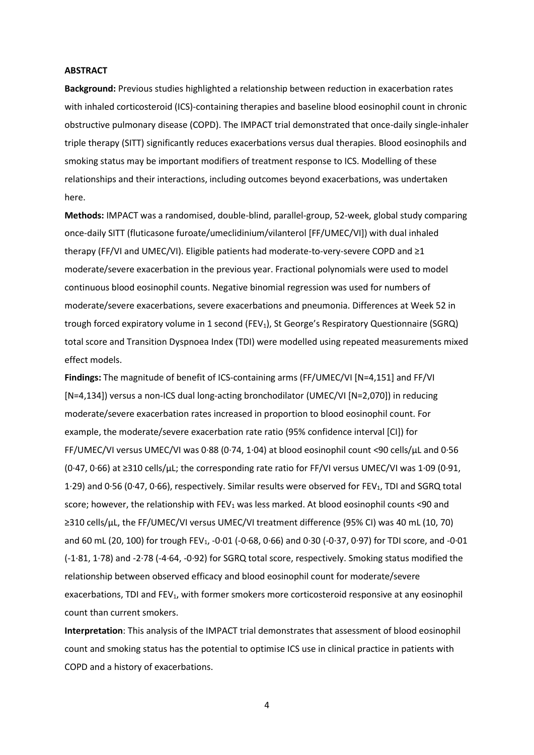## ABSTRACT

**Background:** Previous studies highlighted a relationship between reduction in exacerbation rates with inhaled corticosteroid (ICS)-containing therapies and baseline blood eosinophil count in chronic obstructive pulmonary disease (COPD). The IMPACT trial demonstrated that once-daily single-inhaler triple therapy (SITT) significantly reduces exacerbations versus dual therapies. Blood eosinophils and smoking status may be important modifiers of treatment response to ICS. Modelling of these relationships and their interactions, including outcomes beyond exacerbations, was undertaken here.

**Methods:** IMPACT was a randomised, double-blind, parallel-group, 52-week, global study comparing once-daily SITT (fluticasone furoate/umeclidinium/vilanterol [FF/UMEC/VI]) with dual inhaled therapy (FF/VI and UMEC/VI). Eligible patients had moderate-to-very-severe COPD and ≥1 moderate/severe exacerbation in the previous year. Fractional polynomials were used to model continuous blood eosinophil counts. Negative binomial regression was used for numbers of moderate/severe exacerbations, severe exacerbations and pneumonia. Differences at Week 52 in trough forced expiratory volume in 1 second ($FEV_1$), St George's Respiratory Questionnaire (SGRQ) total score and Transition Dyspnoea Index (TDI) were modelled using repeated measurements mixed effect models.

**Findings:** The magnitude of benefit of ICS-containing arms (FF/UMEC/VI [N=4,151] and FF/VI [N=4,134]) versus a non-ICS dual long-acting bronchodilator (UMEC/VI [N=2,070]) in reducing moderate/severe exacerbation rates increased in proportion to blood eosinophil count. For example, the moderate/severe exacerbation rate ratio (95% confidence interval [CI]) for FF/UMEC/VI versus UMEC/VI was 0·88 (0·74, 1·04) at blood eosinophil count <90 cells/µL and 0·56 (0·47, 0·66) at ≥310 cells/µL; the corresponding rate ratio for FF/VI versus UMEC/VI was 1·09 (0·91, 1·29) and 0·56 (0·47, 0·66), respectively. Similar results were observed for $FEV_1$, TDI and SGRQ total score; however, the relationship with $FEV_1$ was less marked. At blood eosinophil counts <90 and ≥310 cells/µL, the FF/UMEC/VI versus UMEC/VI treatment difference (95% CI) was 40 mL (10, 70) and 60 mL (20, 100) for trough $FEV_1$, -0·01 (-0·68, 0·66) and 0·30 (-0·37, 0·97) for TDI score, and -0·01 (-1·81, 1·78) and -2·78 (-4·64, -0·92) for SGRQ total score, respectively. Smoking status modified the relationship between observed efficacy and blood eosinophil count for moderate/severe exacerbations, TDI and $FEV_1$, with former smokers more corticosteroid responsive at any eosinophil count than current smokers.

**Interpretation**: This analysis of the IMPACT trial demonstrates that assessment of blood eosinophil count and smoking status has the potential to optimise ICS use in clinical practice in patients with COPD and a history of exacerbations.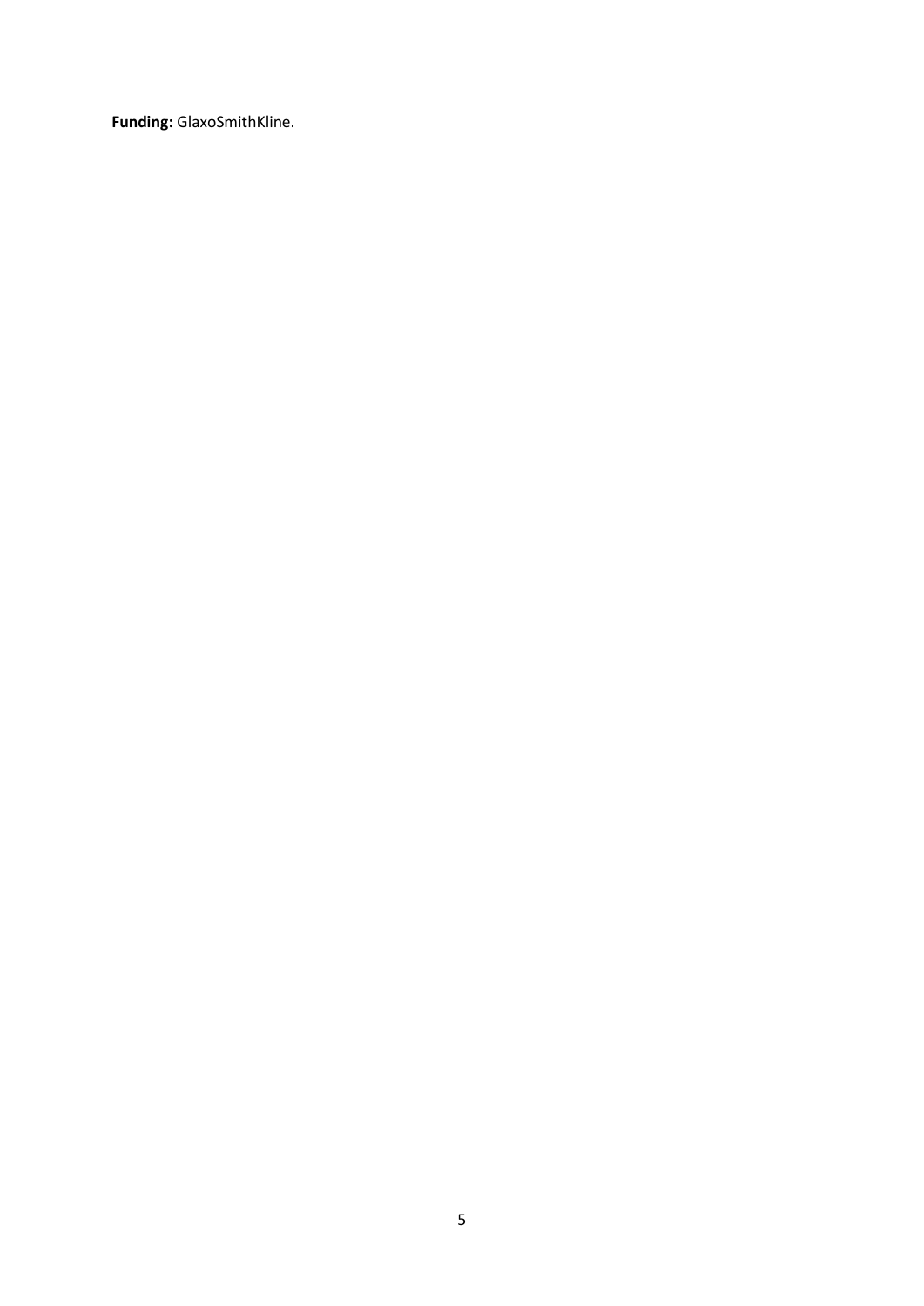**Funding:** GlaxoSmithKline.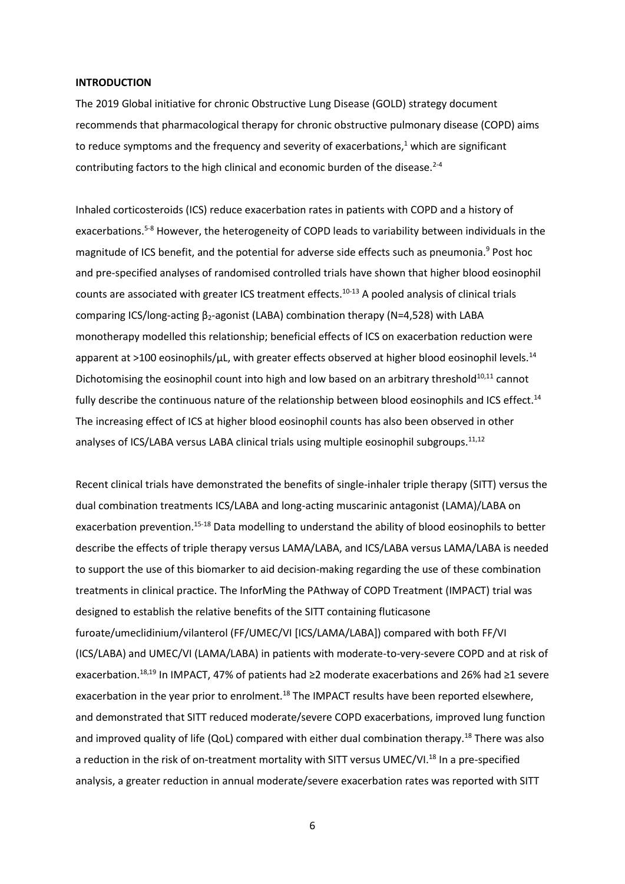## INTRODUCTION

The 2019 Global initiative for chronic Obstructive Lung Disease (GOLD) strategy document recommends that pharmacological therapy for chronic obstructive pulmonary disease (COPD) aims to reduce symptoms and the frequency and severity of exacerbations,[1] which are significant contributing factors to the high clinical and economic burden of the disease.[2-4]

Inhaled corticosteroids (ICS) reduce exacerbation rates in patients with COPD and a history of exacerbations.[5-8] However, the heterogeneity of COPD leads to variability between individuals in the magnitude of ICS benefit, and the potential for adverse side effects such as pneumonia.[9] Post hoc and pre-specified analyses of randomised controlled trials have shown that higher blood eosinophil counts are associated with greater ICS treatment effects.[10-13] A pooled analysis of clinical trials comparing ICS/long-acting $\beta_2$-agonist (LABA) combination therapy (N=4,528) with LABA monotherapy modelled this relationship; beneficial effects of ICS on exacerbation reduction were apparent at >100 eosinophils/µL, with greater effects observed at higher blood eosinophil levels.[14] Dichotomising the eosinophil count into high and low based on an arbitrary threshold[10,11] cannot fully describe the continuous nature of the relationship between blood eosinophils and ICS effect.[14] The increasing effect of ICS at higher blood eosinophil counts has also been observed in other analyses of ICS/LABA versus LABA clinical trials using multiple eosinophil subgroups.[11,12]

Recent clinical trials have demonstrated the benefits of single-inhaler triple therapy (SITT) versus the dual combination treatments ICS/LABA and long-acting muscarinic antagonist (LAMA)/LABA on exacerbation prevention.[15-18] Data modelling to understand the ability of blood eosinophils to better describe the effects of triple therapy versus LAMA/LABA, and ICS/LABA versus LAMA/LABA is needed to support the use of this biomarker to aid decision-making regarding the use of these combination treatments in clinical practice. The InforMing the PAthway of COPD Treatment (IMPACT) trial was designed to establish the relative benefits of the SITT containing fluticasone furoate/umeclidinium/vilanterol (FF/UMEC/VI [ICS/LAMA/LABA]) compared with both FF/VI (ICS/LABA) and UMEC/VI (LAMA/LABA) in patients with moderate-to-very-severe COPD and at risk of exacerbation.[18,19] In IMPACT, 47% of patients had ≥2 moderate exacerbations and 26% had ≥1 severe exacerbation in the year prior to enrolment.[18] The IMPACT results have been reported elsewhere, and demonstrated that SITT reduced moderate/severe COPD exacerbations, improved lung function and improved quality of life (QoL) compared with either dual combination therapy.[18] There was also a reduction in the risk of on-treatment mortality with SITT versus UMEC/VI.[18] In a pre-specified analysis, a greater reduction in annual moderate/severe exacerbation rates was reported with SITT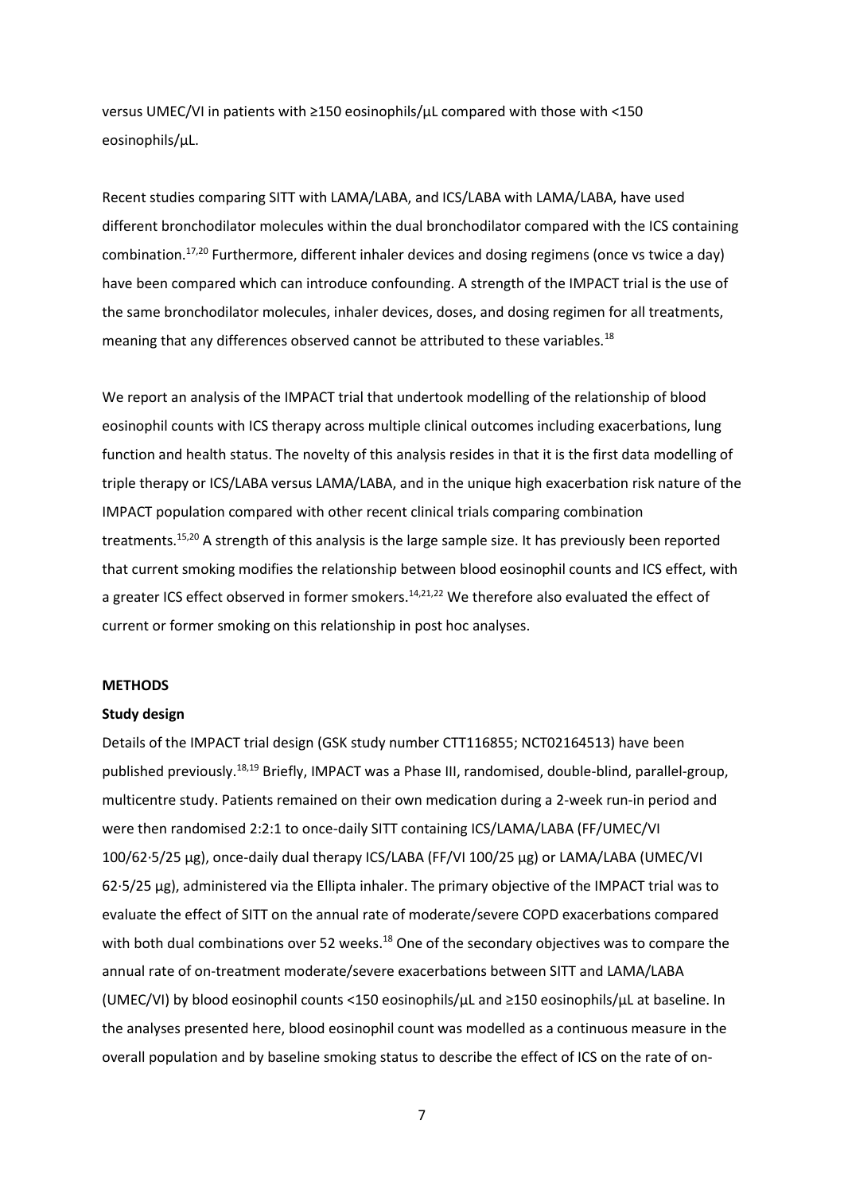versus UMEC/VI in patients with ≥150 eosinophils/µL compared with those with <150 eosinophils/µL.

Recent studies comparing SITT with LAMA/LABA, and ICS/LABA with LAMA/LABA, have used different bronchodilator molecules within the dual bronchodilator compared with the ICS containing combination.[17,20] Furthermore, different inhaler devices and dosing regimens (once vs twice a day) have been compared which can introduce confounding. A strength of the IMPACT trial is the use of the same bronchodilator molecules, inhaler devices, doses, and dosing regimen for all treatments, meaning that any differences observed cannot be attributed to these variables.[18]

We report an analysis of the IMPACT trial that undertook modelling of the relationship of blood eosinophil counts with ICS therapy across multiple clinical outcomes including exacerbations, lung function and health status. The novelty of this analysis resides in that it is the first data modelling of triple therapy or ICS/LABA versus LAMA/LABA, and in the unique high exacerbation risk nature of the IMPACT population compared with other recent clinical trials comparing combination treatments.[15,20] A strength of this analysis is the large sample size. It has previously been reported that current smoking modifies the relationship between blood eosinophil counts and ICS effect, with a greater ICS effect observed in former smokers.[14,21,22] We therefore also evaluated the effect of current or former smoking on this relationship in post hoc analyses.

## METHODS

### Study design

Details of the IMPACT trial design (GSK study number CTT116855; NCT02164513) have been published previously.[18,19] Briefly, IMPACT was a Phase III, randomised, double-blind, parallel-group, multicentre study. Patients remained on their own medication during a 2-week run-in period and were then randomised 2:2:1 to once-daily SITT containing ICS/LAMA/LABA (FF/UMEC/VI 100/62·5/25 µg), once-daily dual therapy ICS/LABA (FF/VI 100/25 µg) or LAMA/LABA (UMEC/VI 62·5/25 µg), administered via the Ellipta inhaler. The primary objective of the IMPACT trial was to evaluate the effect of SITT on the annual rate of moderate/severe COPD exacerbations compared with both dual combinations over 52 weeks.[18] One of the secondary objectives was to compare the annual rate of on-treatment moderate/severe exacerbations between SITT and LAMA/LABA (UMEC/VI) by blood eosinophil counts <150 eosinophils/µL and ≥150 eosinophils/µL at baseline. In the analyses presented here, blood eosinophil count was modelled as a continuous measure in the overall population and by baseline smoking status to describe the effect of ICS on the rate of on-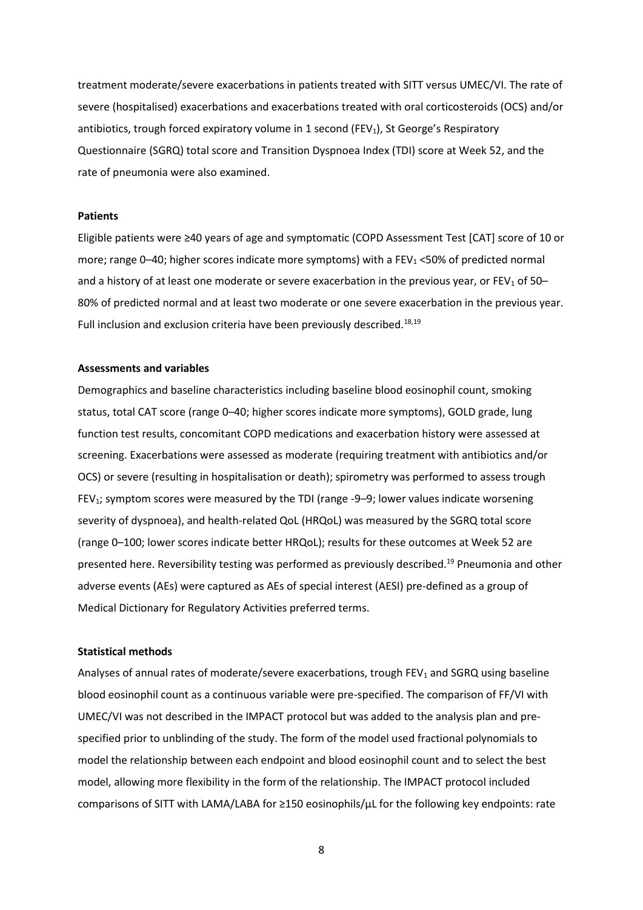treatment moderate/severe exacerbations in patients treated with SITT versus UMEC/VI. The rate of severe (hospitalised) exacerbations and exacerbations treated with oral corticosteroids (OCS) and/or antibiotics, trough forced expiratory volume in 1 second ($FEV_1$), St George's Respiratory Questionnaire (SGRQ) total score and Transition Dyspnoea Index (TDI) score at Week 52, and the rate of pneumonia were also examined.

**Patients**

Eligible patients were ≥40 years of age and symptomatic (COPD Assessment Test [CAT] score of 10 or more; range 0–40; higher scores indicate more symptoms) with a $FEV_1$ <50% of predicted normal and a history of at least one moderate or severe exacerbation in the previous year, or $FEV_1$ of 50–80% of predicted normal and at least two moderate or one severe exacerbation in the previous year. Full inclusion and exclusion criteria have been previously described.[18,19]

**Assessments and variables**

Demographics and baseline characteristics including baseline blood eosinophil count, smoking status, total CAT score (range 0–40; higher scores indicate more symptoms), GOLD grade, lung function test results, concomitant COPD medications and exacerbation history were assessed at screening. Exacerbations were assessed as moderate (requiring treatment with antibiotics and/or OCS) or severe (resulting in hospitalisation or death); spirometry was performed to assess trough $FEV_1$; symptom scores were measured by the TDI (range -9–9; lower values indicate worsening severity of dyspnoea), and health-related QoL (HRQoL) was measured by the SGRQ total score (range 0–100; lower scores indicate better HRQoL); results for these outcomes at Week 52 are presented here. Reversibility testing was performed as previously described.[19] Pneumonia and other adverse events (AEs) were captured as AEs of special interest (AESI) pre-defined as a group of Medical Dictionary for Regulatory Activities preferred terms.

**Statistical methods**

Analyses of annual rates of moderate/severe exacerbations, trough $FEV_1$ and SGRQ using baseline blood eosinophil count as a continuous variable were pre-specified. The comparison of FF/VI with UMEC/VI was not described in the IMPACT protocol but was added to the analysis plan and pre-specified prior to unblinding of the study. The form of the model used fractional polynomials to model the relationship between each endpoint and blood eosinophil count and to select the best model, allowing more flexibility in the form of the relationship. The IMPACT protocol included comparisons of SITT with LAMA/LABA for ≥150 eosinophils/µL for the following key endpoints: rate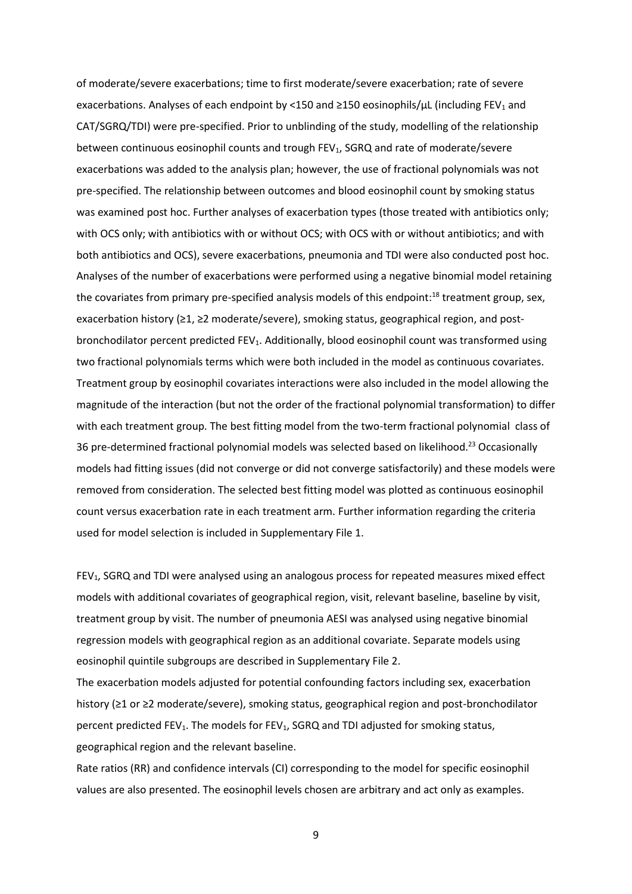of moderate/severe exacerbations; time to first moderate/severe exacerbation; rate of severe exacerbations. Analyses of each endpoint by <150 and ≥150 eosinophils/µL (including $FEV_1$ and CAT/SGRQ/TDI) were pre-specified. Prior to unblinding of the study, modelling of the relationship between continuous eosinophil counts and trough $FEV_1$, SGRQ and rate of moderate/severe exacerbations was added to the analysis plan; however, the use of fractional polynomials was not pre-specified. The relationship between outcomes and blood eosinophil count by smoking status was examined post hoc. Further analyses of exacerbation types (those treated with antibiotics only; with OCS only; with antibiotics with or without OCS; with OCS with or without antibiotics; and with both antibiotics and OCS), severe exacerbations, pneumonia and TDI were also conducted post hoc. Analyses of the number of exacerbations were performed using a negative binomial model retaining the covariates from primary pre-specified analysis models of this endpoint:[18] treatment group, sex, exacerbation history (≥1, ≥2 moderate/severe), smoking status, geographical region, and post-bronchodilator percent predicted $FEV_1$. Additionally, blood eosinophil count was transformed using two fractional polynomials terms which were both included in the model as continuous covariates. Treatment group by eosinophil covariates interactions were also included in the model allowing the magnitude of the interaction (but not the order of the fractional polynomial transformation) to differ with each treatment group. The best fitting model from the two-term fractional polynomial class of 36 pre-determined fractional polynomial models was selected based on likelihood.[23] Occasionally models had fitting issues (did not converge or did not converge satisfactorily) and these models were removed from consideration. The selected best fitting model was plotted as continuous eosinophil count versus exacerbation rate in each treatment arm. Further information regarding the criteria used for model selection is included in Supplementary File 1.

$FEV_1$, SGRQ and TDI were analysed using an analogous process for repeated measures mixed effect models with additional covariates of geographical region, visit, relevant baseline, baseline by visit, treatment group by visit. The number of pneumonia AESI was analysed using negative binomial regression models with geographical region as an additional covariate. Separate models using eosinophil quintile subgroups are described in Supplementary File 2.

The exacerbation models adjusted for potential confounding factors including sex, exacerbation history (≥1 or ≥2 moderate/severe), smoking status, geographical region and post-bronchodilator percent predicted $FEV_1$. The models for $FEV_1$, SGRQ and TDI adjusted for smoking status, geographical region and the relevant baseline.

Rate ratios (RR) and confidence intervals (CI) corresponding to the model for specific eosinophil values are also presented. The eosinophil levels chosen are arbitrary and act only as examples.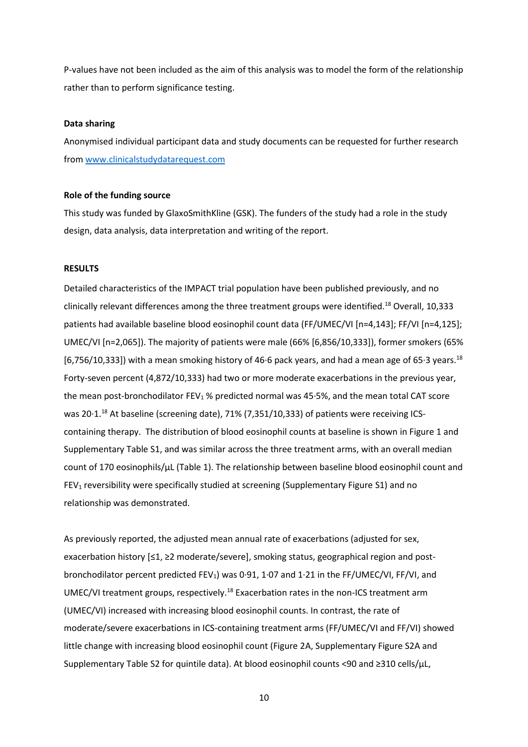P-values have not been included as the aim of this analysis was to model the form of the relationship rather than to perform significance testing.

**Data sharing**

Anonymised individual participant data and study documents can be requested for further research from www.clinicalstudydatarequest.com

**Role of the funding source**

This study was funded by GlaxoSmithKline (GSK). The funders of the study had a role in the study design, data analysis, data interpretation and writing of the report.

**RESULTS**

Detailed characteristics of the IMPACT trial population have been published previously, and no clinically relevant differences among the three treatment groups were identified.[18] Overall, 10,333 patients had available baseline blood eosinophil count data (FF/UMEC/VI [n=4,143]; FF/VI [n=4,125]; UMEC/VI [n=2,065]). The majority of patients were male (66% [6,856/10,333]), former smokers (65% [6,756/10,333]) with a mean smoking history of 46·6 pack years, and had a mean age of 65·3 years.[18] Forty-seven percent (4,872/10,333) had two or more moderate exacerbations in the previous year, the mean post-bronchodilator $FEV_1$ % predicted normal was 45·5%, and the mean total CAT score was 20·1.[18] At baseline (screening date), 71% (7,351/10,333) of patients were receiving ICS-containing therapy. The distribution of blood eosinophil counts at baseline is shown in Figure 1 and Supplementary Table S1, and was similar across the three treatment arms, with an overall median count of 170 eosinophils/µL (Table 1). The relationship between baseline blood eosinophil count and $FEV_1$ reversibility were specifically studied at screening (Supplementary Figure S1) and no relationship was demonstrated.

As previously reported, the adjusted mean annual rate of exacerbations (adjusted for sex, exacerbation history [≤1, ≥2 moderate/severe], smoking status, geographical region and post-bronchodilator percent predicted $FEV_1$) was 0·91, 1·07 and 1·21 in the FF/UMEC/VI, FF/VI, and UMEC/VI treatment groups, respectively.[18] Exacerbation rates in the non-ICS treatment arm (UMEC/VI) increased with increasing blood eosinophil counts. In contrast, the rate of moderate/severe exacerbations in ICS-containing treatment arms (FF/UMEC/VI and FF/VI) showed little change with increasing blood eosinophil count (Figure 2A, Supplementary Figure S2A and Supplementary Table S2 for quintile data). At blood eosinophil counts <90 and ≥310 cells/µL,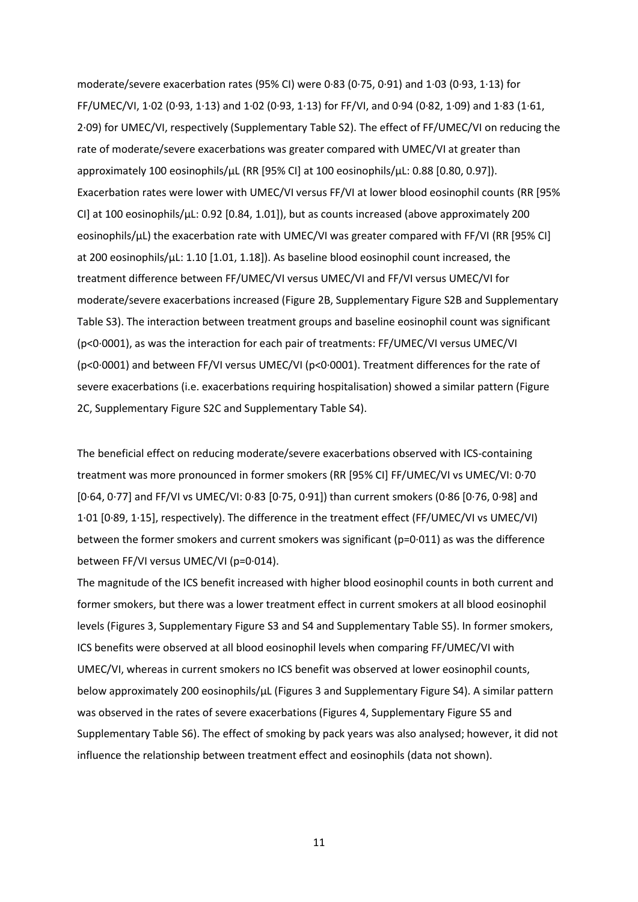moderate/severe exacerbation rates (95% CI) were 0·83 (0·75, 0·91) and 1·03 (0·93, 1·13) for FF/UMEC/VI, 1·02 (0·93, 1·13) and 1·02 (0·93, 1·13) for FF/VI, and 0·94 (0·82, 1·09) and 1·83 (1·61, 2·09) for UMEC/VI, respectively (Supplementary Table S2). The effect of FF/UMEC/VI on reducing the rate of moderate/severe exacerbations was greater compared with UMEC/VI at greater than approximately 100 eosinophils/µL (RR [95% CI] at 100 eosinophils/µL: 0.88 [0.80, 0.97]). Exacerbation rates were lower with UMEC/VI versus FF/VI at lower blood eosinophil counts (RR [95% CI] at 100 eosinophils/µL: 0.92 [0.84, 1.01]), but as counts increased (above approximately 200 eosinophils/µL) the exacerbation rate with UMEC/VI was greater compared with FF/VI (RR [95% CI] at 200 eosinophils/µL: 1.10 [1.01, 1.18]). As baseline blood eosinophil count increased, the treatment difference between FF/UMEC/VI versus UMEC/VI and FF/VI versus UMEC/VI for moderate/severe exacerbations increased (Figure 2B, Supplementary Figure S2B and Supplementary Table S3). The interaction between treatment groups and baseline eosinophil count was significant (p<0·0001), as was the interaction for each pair of treatments: FF/UMEC/VI versus UMEC/VI (p<0·0001) and between FF/VI versus UMEC/VI (p<0·0001). Treatment differences for the rate of severe exacerbations (i.e. exacerbations requiring hospitalisation) showed a similar pattern (Figure 2C, Supplementary Figure S2C and Supplementary Table S4).

The beneficial effect on reducing moderate/severe exacerbations observed with ICS-containing treatment was more pronounced in former smokers (RR [95% CI] FF/UMEC/VI vs UMEC/VI: 0·70 [0·64, 0·77] and FF/VI vs UMEC/VI: 0·83 [0·75, 0·91]) than current smokers (0·86 [0·76, 0·98] and 1·01 [0·89, 1·15], respectively). The difference in the treatment effect (FF/UMEC/VI vs UMEC/VI) between the former smokers and current smokers was significant (p=0·011) as was the difference between FF/VI versus UMEC/VI (p=0·014).

The magnitude of the ICS benefit increased with higher blood eosinophil counts in both current and former smokers, but there was a lower treatment effect in current smokers at all blood eosinophil levels (Figures 3, Supplementary Figure S3 and S4 and Supplementary Table S5). In former smokers, ICS benefits were observed at all blood eosinophil levels when comparing FF/UMEC/VI with UMEC/VI, whereas in current smokers no ICS benefit was observed at lower eosinophil counts, below approximately 200 eosinophils/µL (Figures 3 and Supplementary Figure S4). A similar pattern was observed in the rates of severe exacerbations (Figures 4, Supplementary Figure S5 and Supplementary Table S6). The effect of smoking by pack years was also analysed; however, it did not influence the relationship between treatment effect and eosinophils (data not shown).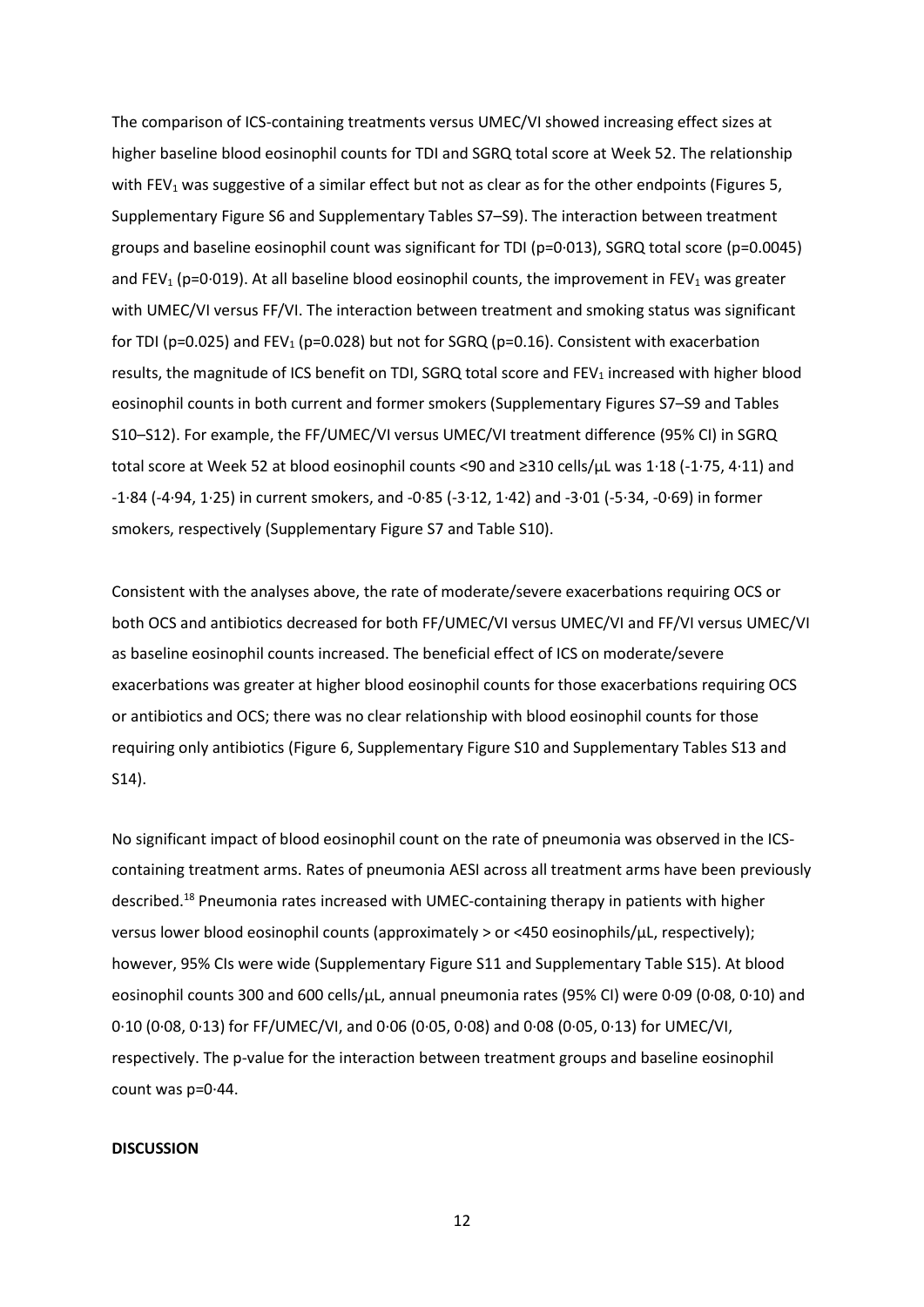The comparison of ICS-containing treatments versus UMEC/VI showed increasing effect sizes at higher baseline blood eosinophil counts for TDI and SGRQ total score at Week 52. The relationship with $FEV_1$ was suggestive of a similar effect but not as clear as for the other endpoints (Figures 5, Supplementary Figure S6 and Supplementary Tables S7–S9). The interaction between treatment groups and baseline eosinophil count was significant for TDI (p=0·013), SGRQ total score (p=0.0045) and $FEV_1$ (p=0·019). At all baseline blood eosinophil counts, the improvement in $FEV_1$ was greater with UMEC/VI versus FF/VI. The interaction between treatment and smoking status was significant for TDI (p=0.025) and $FEV_1$ (p=0.028) but not for SGRQ (p=0.16). Consistent with exacerbation results, the magnitude of ICS benefit on TDI, SGRQ total score and $FEV_1$ increased with higher blood eosinophil counts in both current and former smokers (Supplementary Figures S7–S9 and Tables S10–S12). For example, the FF/UMEC/VI versus UMEC/VI treatment difference (95% CI) in SGRQ total score at Week 52 at blood eosinophil counts <90 and ≥310 cells/µL was 1·18 (-1·75, 4·11) and -1·84 (-4·94, 1·25) in current smokers, and -0·85 (-3·12, 1·42) and -3·01 (-5·34, -0·69) in former smokers, respectively (Supplementary Figure S7 and Table S10).

Consistent with the analyses above, the rate of moderate/severe exacerbations requiring OCS or both OCS and antibiotics decreased for both FF/UMEC/VI versus UMEC/VI and FF/VI versus UMEC/VI as baseline eosinophil counts increased. The beneficial effect of ICS on moderate/severe exacerbations was greater at higher blood eosinophil counts for those exacerbations requiring OCS or antibiotics and OCS; there was no clear relationship with blood eosinophil counts for those requiring only antibiotics (Figure 6, Supplementary Figure S10 and Supplementary Tables S13 and S14).

No significant impact of blood eosinophil count on the rate of pneumonia was observed in the ICS-containing treatment arms. Rates of pneumonia AESI across all treatment arms have been previously described.[18] Pneumonia rates increased with UMEC-containing therapy in patients with higher versus lower blood eosinophil counts (approximately > or <450 eosinophils/µL, respectively); however, 95% CIs were wide (Supplementary Figure S11 and Supplementary Table S15). At blood eosinophil counts 300 and 600 cells/µL, annual pneumonia rates (95% CI) were 0·09 (0·08, 0·10) and 0·10 (0·08, 0·13) for FF/UMEC/VI, and 0·06 (0·05, 0·08) and 0·08 (0·05, 0·13) for UMEC/VI, respectively. The p-value for the interaction between treatment groups and baseline eosinophil count was p=0·44.

**DISCUSSION**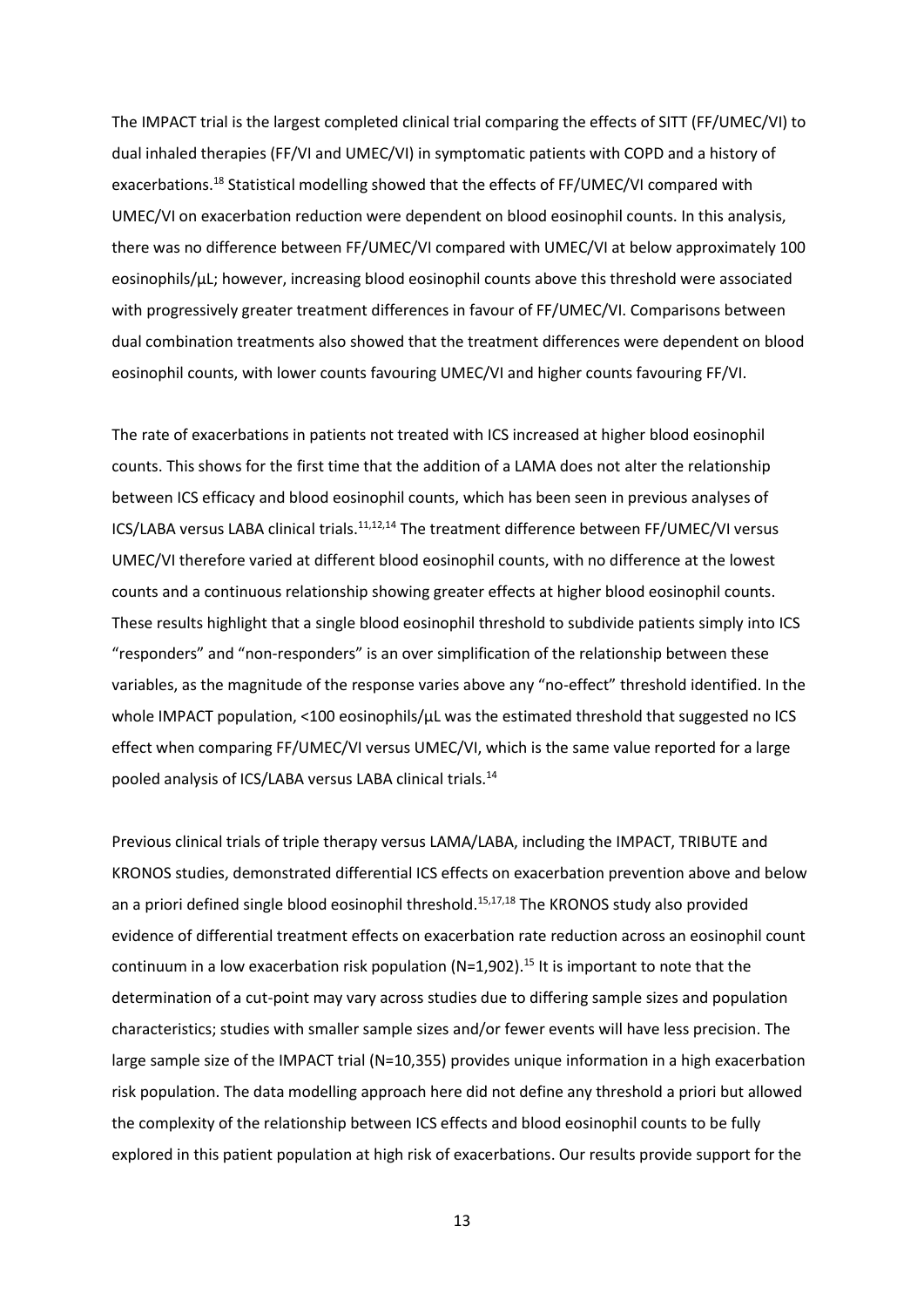The IMPACT trial is the largest completed clinical trial comparing the effects of SITT (FF/UMEC/VI) to dual inhaled therapies (FF/VI and UMEC/VI) in symptomatic patients with COPD and a history of exacerbations.[18] Statistical modelling showed that the effects of FF/UMEC/VI compared with UMEC/VI on exacerbation reduction were dependent on blood eosinophil counts. In this analysis, there was no difference between FF/UMEC/VI compared with UMEC/VI at below approximately 100 eosinophils/µL; however, increasing blood eosinophil counts above this threshold were associated with progressively greater treatment differences in favour of FF/UMEC/VI. Comparisons between dual combination treatments also showed that the treatment differences were dependent on blood eosinophil counts, with lower counts favouring UMEC/VI and higher counts favouring FF/VI.

The rate of exacerbations in patients not treated with ICS increased at higher blood eosinophil counts. This shows for the first time that the addition of a LAMA does not alter the relationship between ICS efficacy and blood eosinophil counts, which has been seen in previous analyses of ICS/LABA versus LABA clinical trials.[11,12,14] The treatment difference between FF/UMEC/VI versus UMEC/VI therefore varied at different blood eosinophil counts, with no difference at the lowest counts and a continuous relationship showing greater effects at higher blood eosinophil counts. These results highlight that a single blood eosinophil threshold to subdivide patients simply into ICS "responders" and "non-responders" is an over simplification of the relationship between these variables, as the magnitude of the response varies above any "no-effect" threshold identified. In the whole IMPACT population, <100 eosinophils/µL was the estimated threshold that suggested no ICS effect when comparing FF/UMEC/VI versus UMEC/VI, which is the same value reported for a large pooled analysis of ICS/LABA versus LABA clinical trials.[14]

Previous clinical trials of triple therapy versus LAMA/LABA, including the IMPACT, TRIBUTE and KRONOS studies, demonstrated differential ICS effects on exacerbation prevention above and below an a priori defined single blood eosinophil threshold.[15,17,18] The KRONOS study also provided evidence of differential treatment effects on exacerbation rate reduction across an eosinophil count continuum in a low exacerbation risk population (N=1,902).[15] It is important to note that the determination of a cut-point may vary across studies due to differing sample sizes and population characteristics; studies with smaller sample sizes and/or fewer events will have less precision. The large sample size of the IMPACT trial (N=10,355) provides unique information in a high exacerbation risk population. The data modelling approach here did not define any threshold a priori but allowed the complexity of the relationship between ICS effects and blood eosinophil counts to be fully explored in this patient population at high risk of exacerbations. Our results provide support for the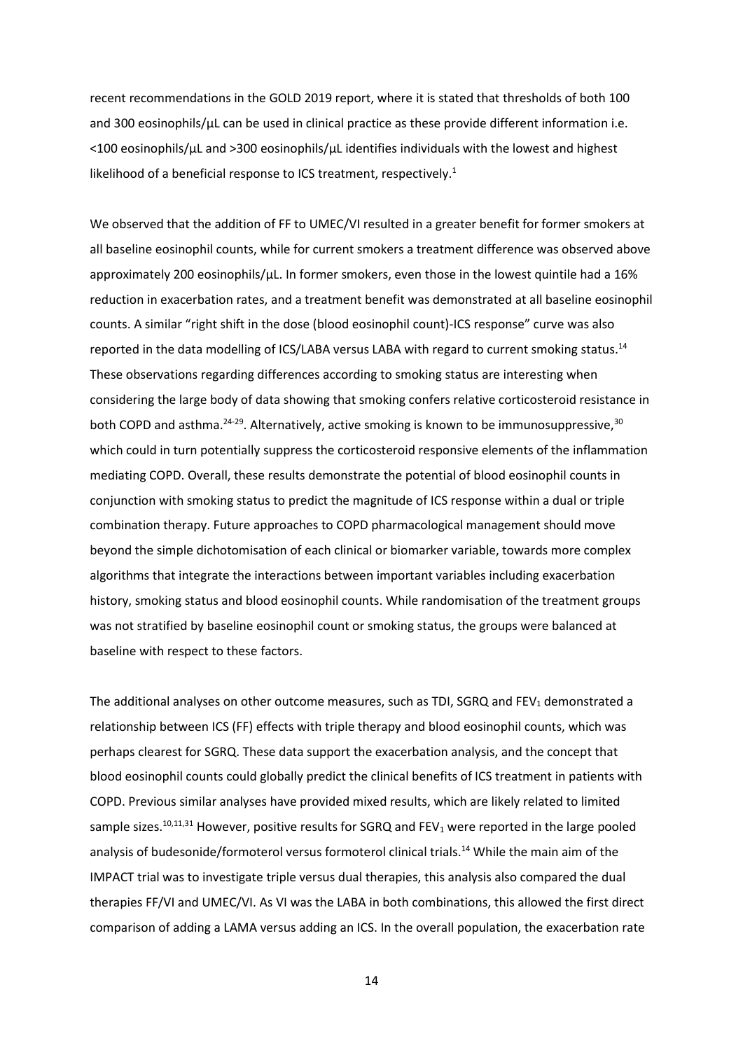recent recommendations in the GOLD 2019 report, where it is stated that thresholds of both 100 and 300 eosinophils/µL can be used in clinical practice as these provide different information i.e. <100 eosinophils/µL and >300 eosinophils/µL identifies individuals with the lowest and highest likelihood of a beneficial response to ICS treatment, respectively.[1]

We observed that the addition of FF to UMEC/VI resulted in a greater benefit for former smokers at all baseline eosinophil counts, while for current smokers a treatment difference was observed above approximately 200 eosinophils/µL. In former smokers, even those in the lowest quintile had a 16% reduction in exacerbation rates, and a treatment benefit was demonstrated at all baseline eosinophil counts. A similar "right shift in the dose (blood eosinophil count)-ICS response" curve was also reported in the data modelling of ICS/LABA versus LABA with regard to current smoking status.[14] These observations regarding differences according to smoking status are interesting when considering the large body of data showing that smoking confers relative corticosteroid resistance in both COPD and asthma.[24-29]. Alternatively, active smoking is known to be immunosuppressive,[30] which could in turn potentially suppress the corticosteroid responsive elements of the inflammation mediating COPD. Overall, these results demonstrate the potential of blood eosinophil counts in conjunction with smoking status to predict the magnitude of ICS response within a dual or triple combination therapy. Future approaches to COPD pharmacological management should move beyond the simple dichotomisation of each clinical or biomarker variable, towards more complex algorithms that integrate the interactions between important variables including exacerbation history, smoking status and blood eosinophil counts. While randomisation of the treatment groups was not stratified by baseline eosinophil count or smoking status, the groups were balanced at baseline with respect to these factors.

The additional analyses on other outcome measures, such as TDI, SGRQ and $FEV_1$ demonstrated a relationship between ICS (FF) effects with triple therapy and blood eosinophil counts, which was perhaps clearest for SGRQ. These data support the exacerbation analysis, and the concept that blood eosinophil counts could globally predict the clinical benefits of ICS treatment in patients with COPD. Previous similar analyses have provided mixed results, which are likely related to limited sample sizes.[10,11,31] However, positive results for SGRQ and $FEV_1$ were reported in the large pooled analysis of budesonide/formoterol versus formoterol clinical trials.[14] While the main aim of the IMPACT trial was to investigate triple versus dual therapies, this analysis also compared the dual therapies FF/VI and UMEC/VI. As VI was the LABA in both combinations, this allowed the first direct comparison of adding a LAMA versus adding an ICS. In the overall population, the exacerbation rate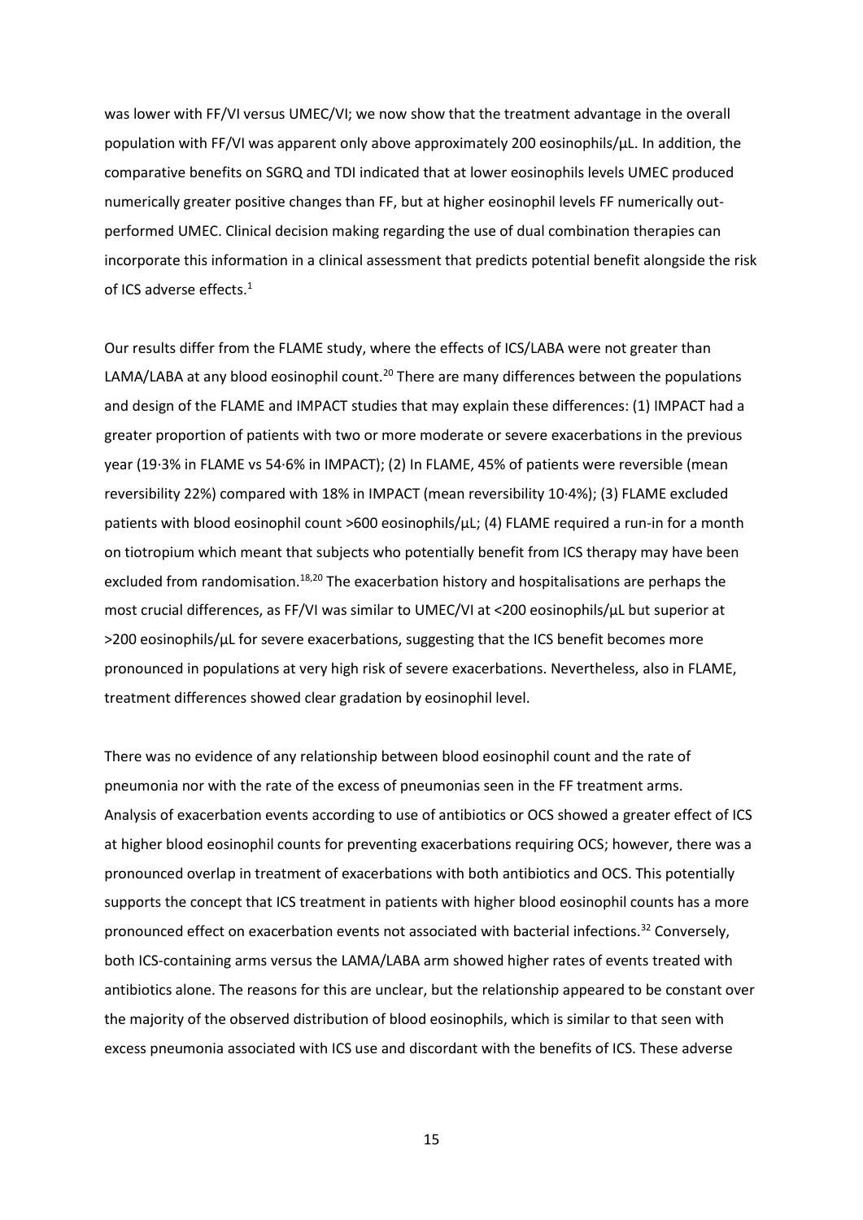was lower with FF/VI versus UMEC/VI; we now show that the treatment advantage in the overall population with FF/VI was apparent only above approximately 200 eosinophils/µL. In addition, the comparative benefits on SGRQ and TDI indicated that at lower eosinophils levels UMEC produced numerically greater positive changes than FF, but at higher eosinophil levels FF numerically out-performed UMEC. Clinical decision making regarding the use of dual combination therapies can incorporate this information in a clinical assessment that predicts potential benefit alongside the risk of ICS adverse effects.[1]

Our results differ from the FLAME study, where the effects of ICS/LABA were not greater than LAMA/LABA at any blood eosinophil count.[20] There are many differences between the populations and design of the FLAME and IMPACT studies that may explain these differences: (1) IMPACT had a greater proportion of patients with two or more moderate or severe exacerbations in the previous year (19·3% in FLAME vs 54·6% in IMPACT); (2) In FLAME, 45% of patients were reversible (mean reversibility 22%) compared with 18% in IMPACT (mean reversibility 10·4%); (3) FLAME excluded patients with blood eosinophil count >600 eosinophils/µL; (4) FLAME required a run-in for a month on tiotropium which meant that subjects who potentially benefit from ICS therapy may have been excluded from randomisation.[18,20] The exacerbation history and hospitalisations are perhaps the most crucial differences, as FF/VI was similar to UMEC/VI at <200 eosinophils/µL but superior at >200 eosinophils/µL for severe exacerbations, suggesting that the ICS benefit becomes more pronounced in populations at very high risk of severe exacerbations. Nevertheless, also in FLAME, treatment differences showed clear gradation by eosinophil level.

There was no evidence of any relationship between blood eosinophil count and the rate of pneumonia nor with the rate of the excess of pneumonias seen in the FF treatment arms. Analysis of exacerbation events according to use of antibiotics or OCS showed a greater effect of ICS at higher blood eosinophil counts for preventing exacerbations requiring OCS; however, there was a pronounced overlap in treatment of exacerbations with both antibiotics and OCS. This potentially supports the concept that ICS treatment in patients with higher blood eosinophil counts has a more pronounced effect on exacerbation events not associated with bacterial infections.[32] Conversely, both ICS-containing arms versus the LAMA/LABA arm showed higher rates of events treated with antibiotics alone. The reasons for this are unclear, but the relationship appeared to be constant over the majority of the observed distribution of blood eosinophils, which is similar to that seen with excess pneumonia associated with ICS use and discordant with the benefits of ICS. These adverse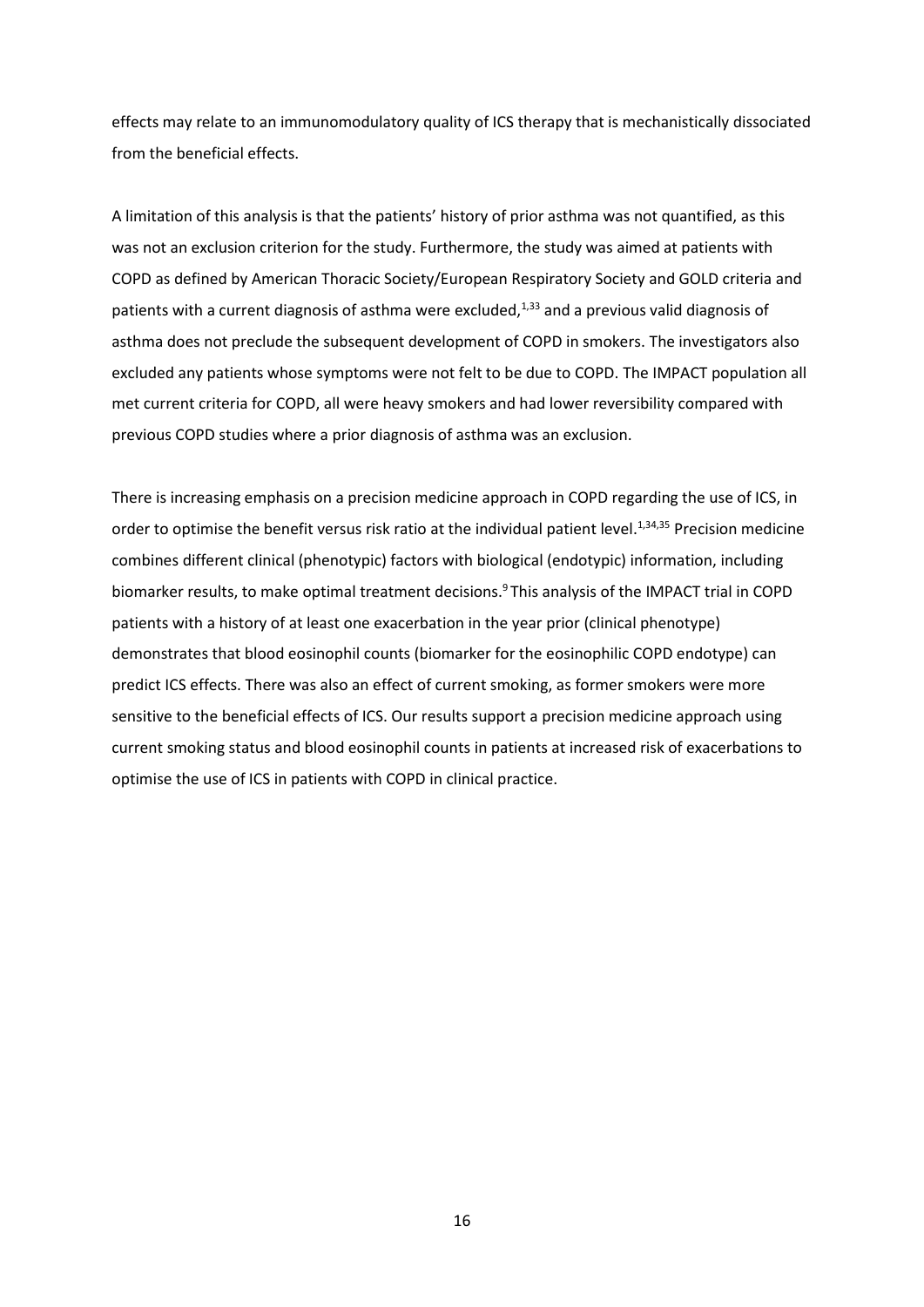effects may relate to an immunomodulatory quality of ICS therapy that is mechanistically dissociated from the beneficial effects.

A limitation of this analysis is that the patients' history of prior asthma was not quantified, as this was not an exclusion criterion for the study. Furthermore, the study was aimed at patients with COPD as defined by American Thoracic Society/European Respiratory Society and GOLD criteria and patients with a current diagnosis of asthma were excluded,[1,33] and a previous valid diagnosis of asthma does not preclude the subsequent development of COPD in smokers. The investigators also excluded any patients whose symptoms were not felt to be due to COPD. The IMPACT population all met current criteria for COPD, all were heavy smokers and had lower reversibility compared with previous COPD studies where a prior diagnosis of asthma was an exclusion.

There is increasing emphasis on a precision medicine approach in COPD regarding the use of ICS, in order to optimise the benefit versus risk ratio at the individual patient level.[1,34,35] Precision medicine combines different clinical (phenotypic) factors with biological (endotypic) information, including biomarker results, to make optimal treatment decisions.[9] This analysis of the IMPACT trial in COPD patients with a history of at least one exacerbation in the year prior (clinical phenotype) demonstrates that blood eosinophil counts (biomarker for the eosinophilic COPD endotype) can predict ICS effects. There was also an effect of current smoking, as former smokers were more sensitive to the beneficial effects of ICS. Our results support a precision medicine approach using current smoking status and blood eosinophil counts in patients at increased risk of exacerbations to optimise the use of ICS in patients with COPD in clinical practice.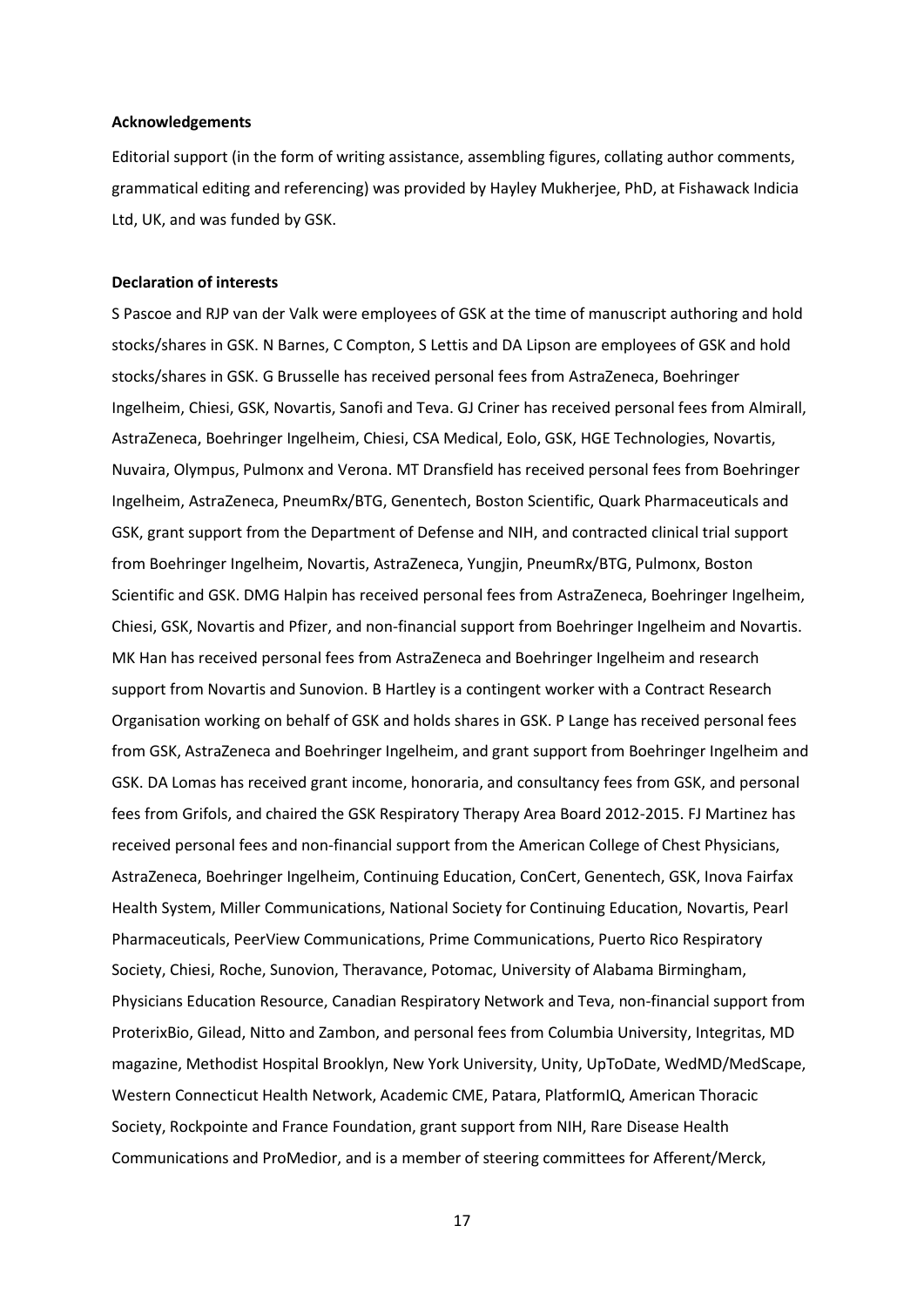**Acknowledgements**

Editorial support (in the form of writing assistance, assembling figures, collating author comments, grammatical editing and referencing) was provided by Hayley Mukherjee, PhD, at Fishawack Indicia Ltd, UK, and was funded by GSK.

**Declaration of interests**

S Pascoe and RJP van der Valk were employees of GSK at the time of manuscript authoring and hold stocks/shares in GSK. N Barnes, C Compton, S Lettis and DA Lipson are employees of GSK and hold stocks/shares in GSK. G Brusselle has received personal fees from AstraZeneca, Boehringer Ingelheim, Chiesi, GSK, Novartis, Sanofi and Teva. GJ Criner has received personal fees from Almirall, AstraZeneca, Boehringer Ingelheim, Chiesi, CSA Medical, Eolo, GSK, HGE Technologies, Novartis, Nuvaira, Olympus, Pulmonx and Verona. MT Dransfield has received personal fees from Boehringer Ingelheim, AstraZeneca, PneumRx/BTG, Genentech, Boston Scientific, Quark Pharmaceuticals and GSK, grant support from the Department of Defense and NIH, and contracted clinical trial support from Boehringer Ingelheim, Novartis, AstraZeneca, Yungjin, PneumRx/BTG, Pulmonx, Boston Scientific and GSK. DMG Halpin has received personal fees from AstraZeneca, Boehringer Ingelheim, Chiesi, GSK, Novartis and Pfizer, and non-financial support from Boehringer Ingelheim and Novartis. MK Han has received personal fees from AstraZeneca and Boehringer Ingelheim and research support from Novartis and Sunovion. B Hartley is a contingent worker with a Contract Research Organisation working on behalf of GSK and holds shares in GSK. P Lange has received personal fees from GSK, AstraZeneca and Boehringer Ingelheim, and grant support from Boehringer Ingelheim and GSK. DA Lomas has received grant income, honoraria, and consultancy fees from GSK, and personal fees from Grifols, and chaired the GSK Respiratory Therapy Area Board 2012-2015. FJ Martinez has received personal fees and non-financial support from the American College of Chest Physicians, AstraZeneca, Boehringer Ingelheim, Continuing Education, ConCert, Genentech, GSK, Inova Fairfax Health System, Miller Communications, National Society for Continuing Education, Novartis, Pearl Pharmaceuticals, PeerView Communications, Prime Communications, Puerto Rico Respiratory Society, Chiesi, Roche, Sunovion, Theravance, Potomac, University of Alabama Birmingham, Physicians Education Resource, Canadian Respiratory Network and Teva, non-financial support from ProterixBio, Gilead, Nitto and Zambon, and personal fees from Columbia University, Integritas, MD magazine, Methodist Hospital Brooklyn, New York University, Unity, UpToDate, WedMD/MedScape, Western Connecticut Health Network, Academic CME, Patara, PlatformIQ, American Thoracic Society, Rockpointe and France Foundation, grant support from NIH, Rare Disease Health Communications and ProMedior, and is a member of steering committees for Afferent/Merck,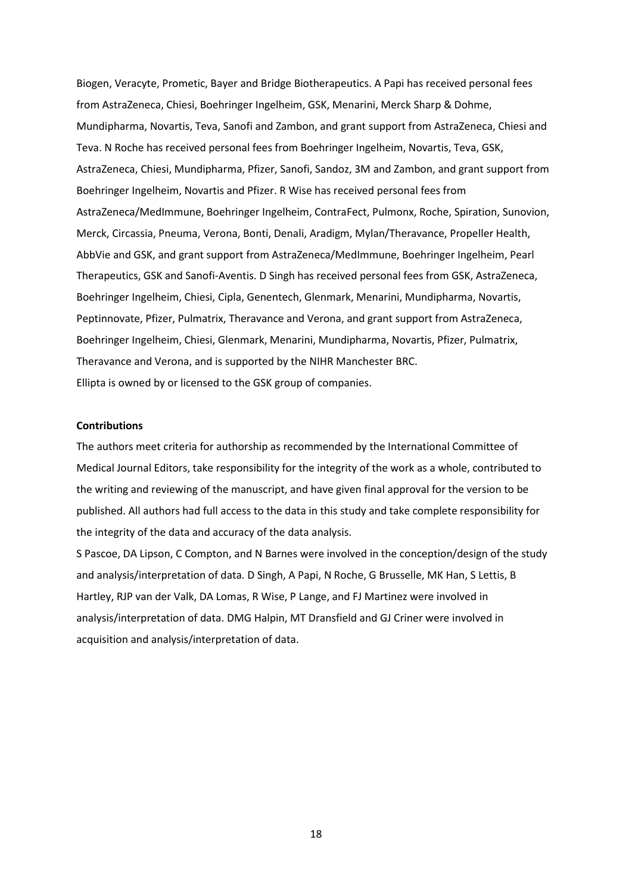Biogen, Veracyte, Prometic, Bayer and Bridge Biotherapeutics. A Papi has received personal fees from AstraZeneca, Chiesi, Boehringer Ingelheim, GSK, Menarini, Merck Sharp & Dohme, Mundipharma, Novartis, Teva, Sanofi and Zambon, and grant support from AstraZeneca, Chiesi and Teva. N Roche has received personal fees from Boehringer Ingelheim, Novartis, Teva, GSK, AstraZeneca, Chiesi, Mundipharma, Pfizer, Sanofi, Sandoz, 3M and Zambon, and grant support from Boehringer Ingelheim, Novartis and Pfizer. R Wise has received personal fees from AstraZeneca/MedImmune, Boehringer Ingelheim, ContraFect, Pulmonx, Roche, Spiration, Sunovion, Merck, Circassia, Pneuma, Verona, Bonti, Denali, Aradigm, Mylan/Theravance, Propeller Health, AbbVie and GSK, and grant support from AstraZeneca/MedImmune, Boehringer Ingelheim, Pearl Therapeutics, GSK and Sanofi-Aventis. D Singh has received personal fees from GSK, AstraZeneca, Boehringer Ingelheim, Chiesi, Cipla, Genentech, Glenmark, Menarini, Mundipharma, Novartis, Peptinnovate, Pfizer, Pulmatrix, Theravance and Verona, and grant support from AstraZeneca, Boehringer Ingelheim, Chiesi, Glenmark, Menarini, Mundipharma, Novartis, Pfizer, Pulmatrix, Theravance and Verona, and is supported by the NIHR Manchester BRC.

Ellipta is owned by or licensed to the GSK group of companies.

**Contributions**

The authors meet criteria for authorship as recommended by the International Committee of Medical Journal Editors, take responsibility for the integrity of the work as a whole, contributed to the writing and reviewing of the manuscript, and have given final approval for the version to be published. All authors had full access to the data in this study and take complete responsibility for the integrity of the data and accuracy of the data analysis.

S Pascoe, DA Lipson, C Compton, and N Barnes were involved in the conception/design of the study and analysis/interpretation of data. D Singh, A Papi, N Roche, G Brusselle, MK Han, S Lettis, B Hartley, RJP van der Valk, DA Lomas, R Wise, P Lange, and FJ Martinez were involved in analysis/interpretation of data. DMG Halpin, MT Dransfield and GJ Criner were involved in acquisition and analysis/interpretation of data.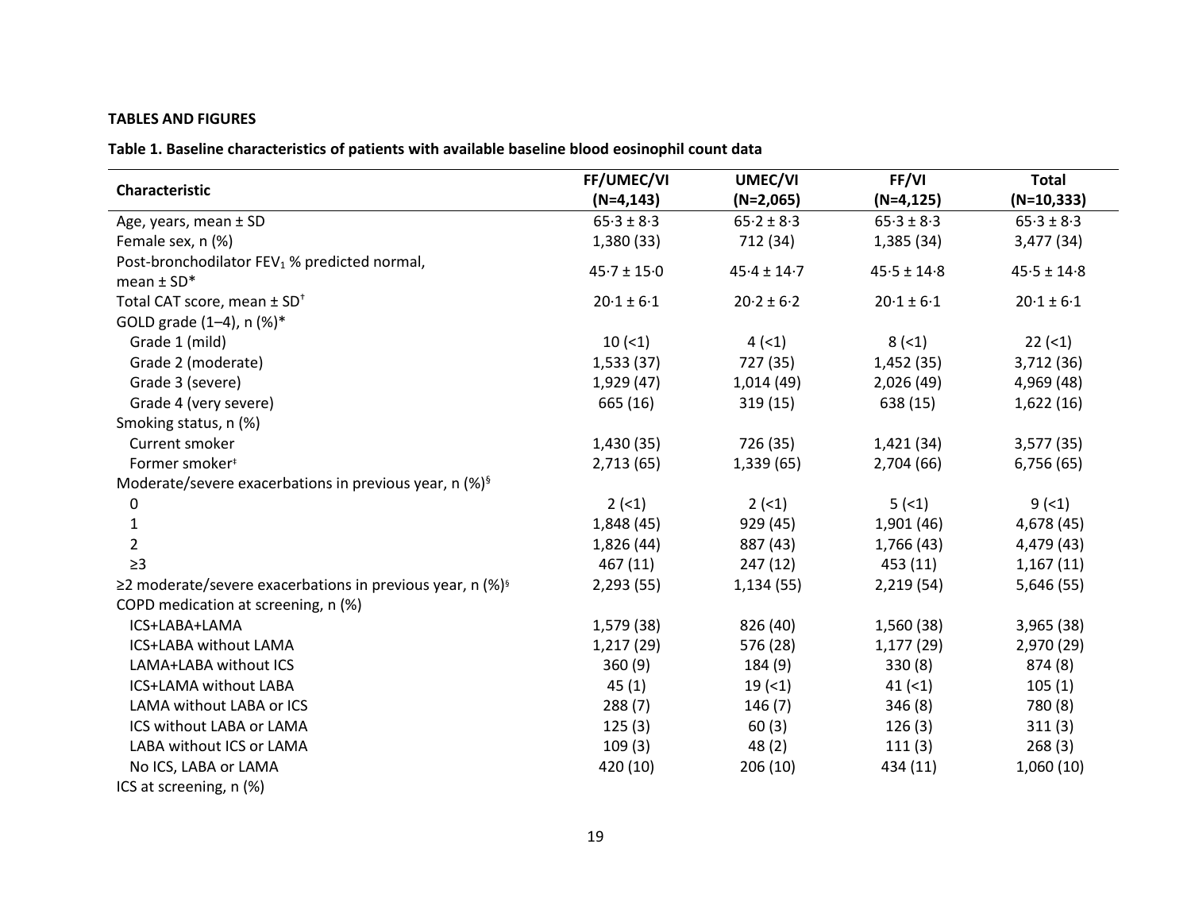**TABLES AND FIGURES**

**Table 1. Baseline characteristics of patients with available baseline blood eosinophil count data**

| Characteristic | FF/UMEC/VI (N=4,143) | UMEC/VI (N=2,065) | FF/VI (N=4,125) | Total (N=10,333) |
|---|---|---|---|---|
| Age, years, mean ± SD | 65·3 ± 8·3 | 65·2 ± 8·3 | 65·3 ± 8·3 | 65·3 ± 8·3 |
| Female sex, n (%) | 1,380 (33) | 712 (34) | 1,385 (34) | 3,477 (34) |
| Post-bronchodilator $FEV_1$ % predicted normal, mean ± SD* | 45·7 ± 15·0 | 45·4 ± 14·7 | 45·5 ± 14·8 | 45·5 ± 14·8 |
| Total CAT score, mean ± SD[†] | 20·1 ± 6·1 | 20·2 ± 6·2 | 20·1 ± 6·1 | 20·1 ± 6·1 |
| GOLD grade (1–4), n (%)* | | | | |
| Grade 1 (mild) | 10 (<1) | 4 (<1) | 8 (<1) | 22 (<1) |
| Grade 2 (moderate) | 1,533 (37) | 727 (35) | 1,452 (35) | 3,712 (36) |
| Grade 3 (severe) | 1,929 (47) | 1,014 (49) | 2,026 (49) | 4,969 (48) |
| Grade 4 (very severe) | 665 (16) | 319 (15) | 638 (15) | 1,622 (16) |
| Smoking status, n (%) | | | | |
| Current smoker | 1,430 (35) | 726 (35) | 1,421 (34) | 3,577 (35) |
| Former smoker[‡] | 2,713 (65) | 1,339 (65) | 2,704 (66) | 6,756 (65) |
| Moderate/severe exacerbations in previous year, n (%)[§] | | | | |
| 0 | 2 (<1) | 2 (<1) | 5 (<1) | 9 (<1) |
| 1 | 1,848 (45) | 929 (45) | 1,901 (46) | 4,678 (45) |
| 2 | 1,826 (44) | 887 (43) | 1,766 (43) | 4,479 (43) |
| ≥3 | 467 (11) | 247 (12) | 453 (11) | 1,167 (11) |
| ≥2 moderate/severe exacerbations in previous year, n (%)[§] | 2,293 (55) | 1,134 (55) | 2,219 (54) | 5,646 (55) |
| COPD medication at screening, n (%) | | | | |
| ICS+LABA+LAMA | 1,579 (38) | 826 (40) | 1,560 (38) | 3,965 (38) |
| ICS+LABA without LAMA | 1,217 (29) | 576 (28) | 1,177 (29) | 2,970 (29) |
| LAMA+LABA without ICS | 360 (9) | 184 (9) | 330 (8) | 874 (8) |
| ICS+LAMA without LABA | 45 (1) | 19 (<1) | 41 (<1) | 105 (1) |
| LAMA without LABA or ICS | 288 (7) | 146 (7) | 346 (8) | 780 (8) |
| ICS without LABA or LAMA | 125 (3) | 60 (3) | 126 (3) | 311 (3) |
| LABA without ICS or LAMA | 109 (3) | 48 (2) | 111 (3) | 268 (3) |
| No ICS, LABA or LAMA | 420 (10) | 206 (10) | 434 (11) | 1,060 (10) |
| ICS at screening, n (%) | | | | |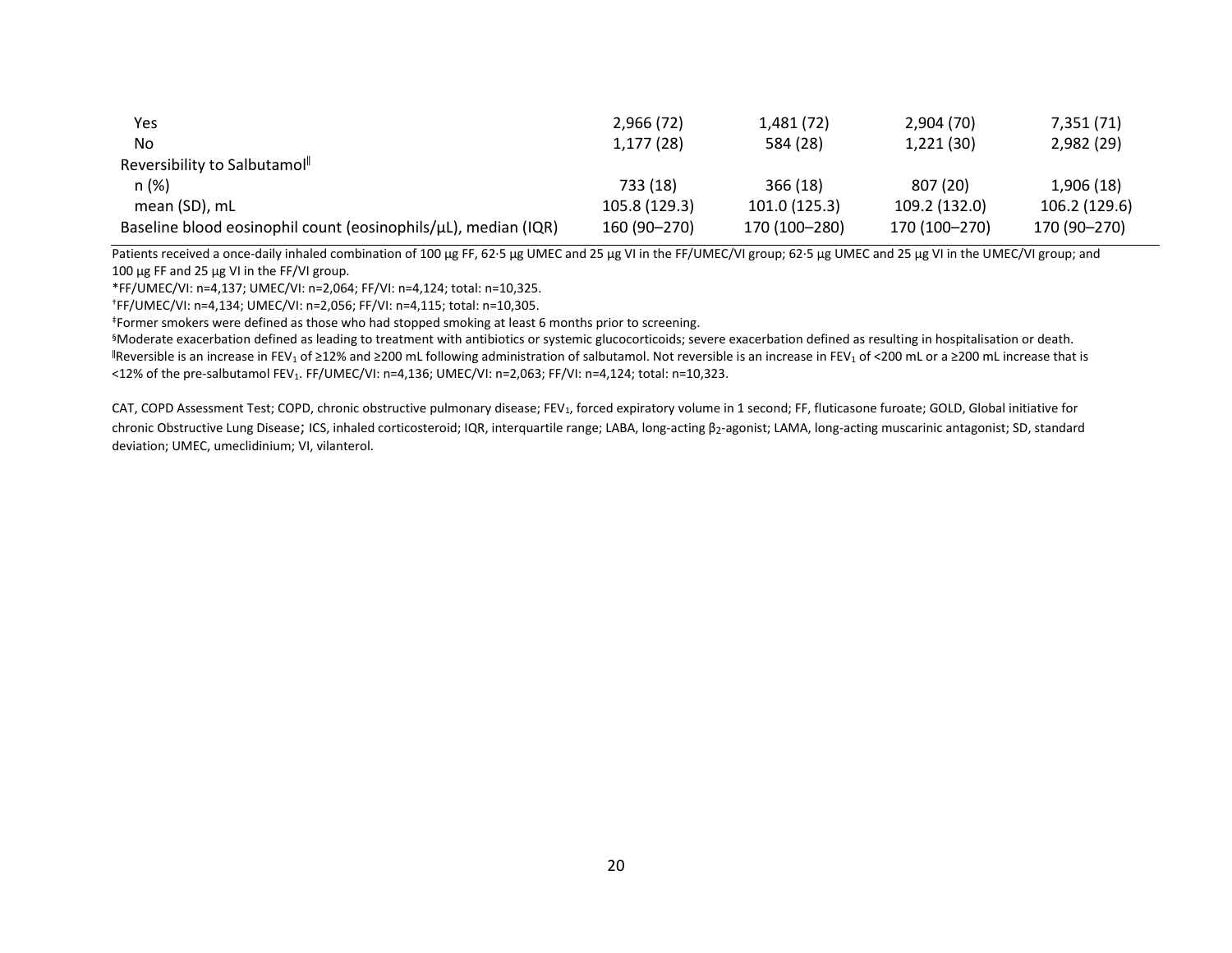| | | | | |
|---|---|---|---|---|
| Yes | 2,966 (72) | 1,481 (72) | 2,904 (70) | 7,351 (71) |
| No | 1,177 (28) | 584 (28) | 1,221 (30) | 2,982 (29) |
| Reversibility to Salbutamol[‖] | | | | |
| n (%) | 733 (18) | 366 (18) | 807 (20) | 1,906 (18) |
| mean (SD), mL | 105.8 (129.3) | 101.0 (125.3) | 109.2 (132.0) | 106.2 (129.6) |
| Baseline blood eosinophil count (eosinophils/μL), median (IQR) | 160 (90–270) | 170 (100–280) | 170 (100–270) | 170 (90–270) |

Patients received a once-daily inhaled combination of 100 μg FF, 62·5 μg UMEC and 25 μg VI in the FF/UMEC/VI group; 62·5 μg UMEC and 25 μg VI in the UMEC/VI group; and 100 μg FF and 25 μg VI in the FF/VI group.

*FF/UMEC/VI: n=4,137; UMEC/VI: n=2,064; FF/VI: n=4,124; total: n=10,325.

[†]FF/UMEC/VI: n=4,134; UMEC/VI: n=2,056; FF/VI: n=4,115; total: n=10,305.

[‡]Former smokers were defined as those who had stopped smoking at least 6 months prior to screening.

[§]Moderate exacerbation defined as leading to treatment with antibiotics or systemic glucocorticoids; severe exacerbation defined as resulting in hospitalisation or death.

[‖]Reversible is an increase in $FEV_1$ of ≥12% and ≥200 mL following administration of salbutamol. Not reversible is an increase in $FEV_1$ of <200 mL or a ≥200 mL increase that is <12% of the pre-salbutamol $FEV_1$. FF/UMEC/VI: n=4,136; UMEC/VI: n=2,063; FF/VI: n=4,124; total: n=10,323.

CAT, COPD Assessment Test; COPD, chronic obstructive pulmonary disease; $FEV_1$, forced expiratory volume in 1 second; FF, fluticasone furoate; GOLD, Global initiative for chronic Obstructive Lung Disease; ICS, inhaled corticosteroid; IQR, interquartile range; LABA, long-acting $\beta_2$-agonist; LAMA, long-acting muscarinic antagonist; SD, standard deviation; UMEC, umeclidinium; VI, vilanterol.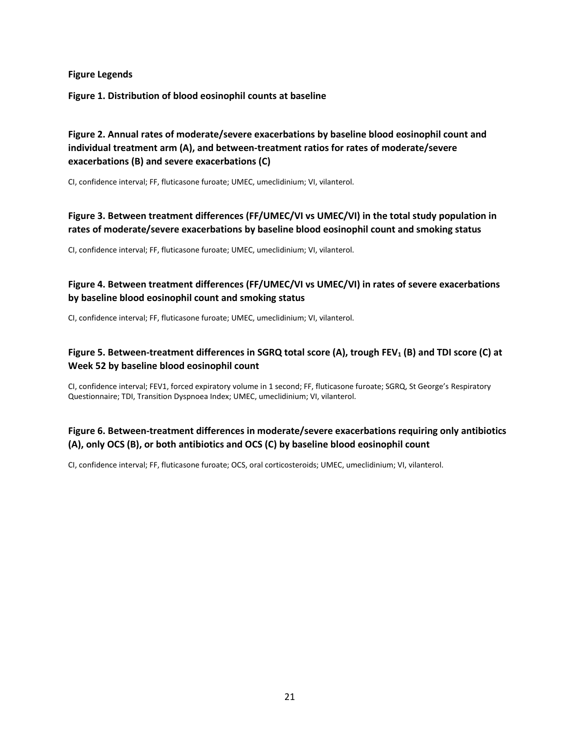**Figure Legends**

**Figure 1. Distribution of blood eosinophil counts at baseline**

**Figure 2. Annual rates of moderate/severe exacerbations by baseline blood eosinophil count and individual treatment arm (A), and between-treatment ratios for rates of moderate/severe exacerbations (B) and severe exacerbations (C)**

CI, confidence interval; FF, fluticasone furoate; UMEC, umeclidinium; VI, vilanterol.

**Figure 3. Between treatment differences (FF/UMEC/VI vs UMEC/VI) in the total study population in rates of moderate/severe exacerbations by baseline blood eosinophil count and smoking status**

CI, confidence interval; FF, fluticasone furoate; UMEC, umeclidinium; VI, vilanterol.

**Figure 4. Between treatment differences (FF/UMEC/VI vs UMEC/VI) in rates of severe exacerbations by baseline blood eosinophil count and smoking status**

CI, confidence interval; FF, fluticasone furoate; UMEC, umeclidinium; VI, vilanterol.

**Figure 5. Between-treatment differences in SGRQ total score (A), trough $FEV_1$ (B) and TDI score (C) at Week 52 by baseline blood eosinophil count**

CI, confidence interval; FEV1, forced expiratory volume in 1 second; FF, fluticasone furoate; SGRQ, St George's Respiratory Questionnaire; TDI, Transition Dyspnoea Index; UMEC, umeclidinium; VI, vilanterol.

**Figure 6. Between-treatment differences in moderate/severe exacerbations requiring only antibiotics (A), only OCS (B), or both antibiotics and OCS (C) by baseline blood eosinophil count**

CI, confidence interval; FF, fluticasone furoate; OCS, oral corticosteroids; UMEC, umeclidinium; VI, vilanterol.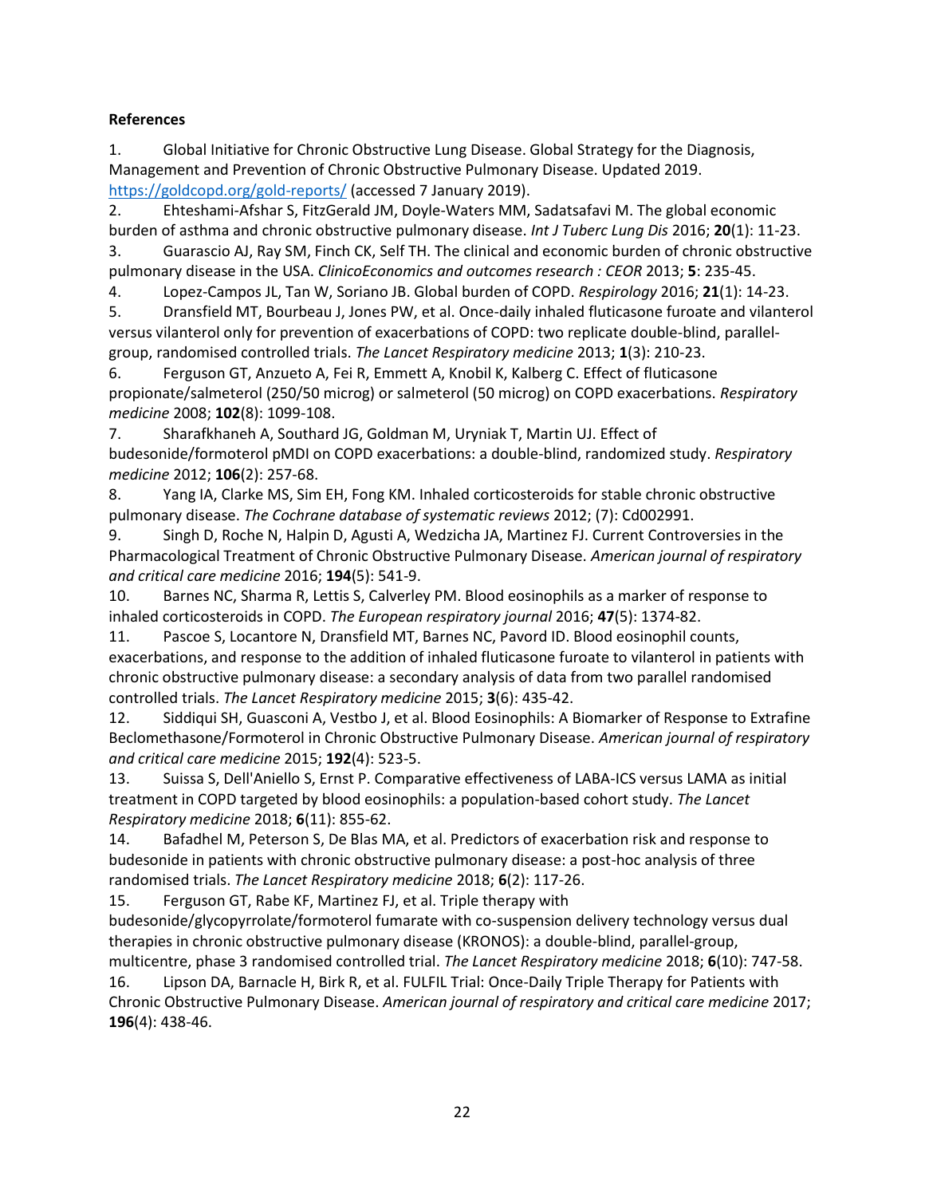**References**

1. Global Initiative for Chronic Obstructive Lung Disease. Global Strategy for the Diagnosis, Management and Prevention of Chronic Obstructive Pulmonary Disease. Updated 2019. https://goldcopd.org/gold-reports/ (accessed 7 January 2019).
2. Ehteshami-Afshar S, FitzGerald JM, Doyle-Waters MM, Sadatsafavi M. The global economic burden of asthma and chronic obstructive pulmonary disease. *Int J Tuberc Lung Dis* 2016; **20**(1): 11-23.
3. Guarascio AJ, Ray SM, Finch CK, Self TH. The clinical and economic burden of chronic obstructive pulmonary disease in the USA. *ClinicoEconomics and outcomes research : CEOR* 2013; **5**: 235-45.
4. Lopez-Campos JL, Tan W, Soriano JB. Global burden of COPD. *Respirology* 2016; **21**(1): 14-23.
5. Dransfield MT, Bourbeau J, Jones PW, et al. Once-daily inhaled fluticasone furoate and vilanterol versus vilanterol only for prevention of exacerbations of COPD: two replicate double-blind, parallel-group, randomised controlled trials. *The Lancet Respiratory medicine* 2013; **1**(3): 210-23.
6. Ferguson GT, Anzueto A, Fei R, Emmett A, Knobil K, Kalberg C. Effect of fluticasone propionate/salmeterol (250/50 microg) or salmeterol (50 microg) on COPD exacerbations. *Respiratory medicine* 2008; **102**(8): 1099-108.
7. Sharafkhaneh A, Southard JG, Goldman M, Uryniak T, Martin UJ. Effect of budesonide/formoterol pMDI on COPD exacerbations: a double-blind, randomized study. *Respiratory medicine* 2012; **106**(2): 257-68.
8. Yang IA, Clarke MS, Sim EH, Fong KM. Inhaled corticosteroids for stable chronic obstructive pulmonary disease. *The Cochrane database of systematic reviews* 2012; (7): Cd002991.
9. Singh D, Roche N, Halpin D, Agusti A, Wedzicha JA, Martinez FJ. Current Controversies in the Pharmacological Treatment of Chronic Obstructive Pulmonary Disease. *American journal of respiratory and critical care medicine* 2016; **194**(5): 541-9.
10. Barnes NC, Sharma R, Lettis S, Calverley PM. Blood eosinophils as a marker of response to inhaled corticosteroids in COPD. *The European respiratory journal* 2016; **47**(5): 1374-82.
11. Pascoe S, Locantore N, Dransfield MT, Barnes NC, Pavord ID. Blood eosinophil counts, exacerbations, and response to the addition of inhaled fluticasone furoate to vilanterol in patients with chronic obstructive pulmonary disease: a secondary analysis of data from two parallel randomised controlled trials. *The Lancet Respiratory medicine* 2015; **3**(6): 435-42.
12. Siddiqui SH, Guasconi A, Vestbo J, et al. Blood Eosinophils: A Biomarker of Response to Extrafine Beclomethasone/Formoterol in Chronic Obstructive Pulmonary Disease. *American journal of respiratory and critical care medicine* 2015; **192**(4): 523-5.
13. Suissa S, Dell'Aniello S, Ernst P. Comparative effectiveness of LABA-ICS versus LAMA as initial treatment in COPD targeted by blood eosinophils: a population-based cohort study. *The Lancet Respiratory medicine* 2018; **6**(11): 855-62.
14. Bafadhel M, Peterson S, De Blas MA, et al. Predictors of exacerbation risk and response to budesonide in patients with chronic obstructive pulmonary disease: a post-hoc analysis of three randomised trials. *The Lancet Respiratory medicine* 2018; **6**(2): 117-26.
15. Ferguson GT, Rabe KF, Martinez FJ, et al. Triple therapy with budesonide/glycopyrrolate/formoterol fumarate with co-suspension delivery technology versus dual therapies in chronic obstructive pulmonary disease (KRONOS): a double-blind, parallel-group, multicentre, phase 3 randomised controlled trial. *The Lancet Respiratory medicine* 2018; **6**(10): 747-58.
16. Lipson DA, Barnacle H, Birk R, et al. FULFIL Trial: Once-Daily Triple Therapy for Patients with Chronic Obstructive Pulmonary Disease. *American journal of respiratory and critical care medicine* 2017; **196**(4): 438-46.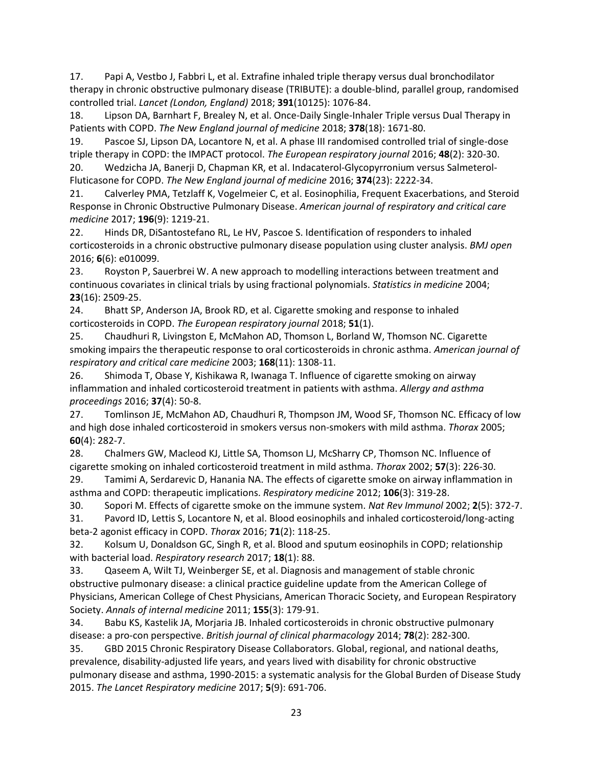17. Papi A, Vestbo J, Fabbri L, et al. Extrafine inhaled triple therapy versus dual bronchodilator therapy in chronic obstructive pulmonary disease (TRIBUTE): a double-blind, parallel group, randomised controlled trial. *Lancet (London, England)* 2018; **391**(10125): 1076-84.

18. Lipson DA, Barnhart F, Brealey N, et al. Once-Daily Single-Inhaler Triple versus Dual Therapy in Patients with COPD. *The New England journal of medicine* 2018; **378**(18): 1671-80.

19. Pascoe SJ, Lipson DA, Locantore N, et al. A phase III randomised controlled trial of single-dose triple therapy in COPD: the IMPACT protocol. *The European respiratory journal* 2016; **48**(2): 320-30.

20. Wedzicha JA, Banerji D, Chapman KR, et al. Indacaterol-Glycopyrronium versus Salmeterol-Fluticasone for COPD. *The New England journal of medicine* 2016; **374**(23): 2222-34.

21. Calverley PMA, Tetzlaff K, Vogelmeier C, et al. Eosinophilia, Frequent Exacerbations, and Steroid Response in Chronic Obstructive Pulmonary Disease. *American journal of respiratory and critical care medicine* 2017; **196**(9): 1219-21.

22. Hinds DR, DiSantostefano RL, Le HV, Pascoe S. Identification of responders to inhaled corticosteroids in a chronic obstructive pulmonary disease population using cluster analysis. *BMJ open* 2016; **6**(6): e010099.

23. Royston P, Sauerbrei W. A new approach to modelling interactions between treatment and continuous covariates in clinical trials by using fractional polynomials. *Statistics in medicine* 2004; **23**(16): 2509-25.

24. Bhatt SP, Anderson JA, Brook RD, et al. Cigarette smoking and response to inhaled corticosteroids in COPD. *The European respiratory journal* 2018; **51**(1).

25. Chaudhuri R, Livingston E, McMahon AD, Thomson L, Borland W, Thomson NC. Cigarette smoking impairs the therapeutic response to oral corticosteroids in chronic asthma. *American journal of respiratory and critical care medicine* 2003; **168**(11): 1308-11.

26. Shimoda T, Obase Y, Kishikawa R, Iwanaga T. Influence of cigarette smoking on airway inflammation and inhaled corticosteroid treatment in patients with asthma. *Allergy and asthma proceedings* 2016; **37**(4): 50-8.

27. Tomlinson JE, McMahon AD, Chaudhuri R, Thompson JM, Wood SF, Thomson NC. Efficacy of low and high dose inhaled corticosteroid in smokers versus non-smokers with mild asthma. *Thorax* 2005; **60**(4): 282-7.

28. Chalmers GW, Macleod KJ, Little SA, Thomson LJ, McSharry CP, Thomson NC. Influence of cigarette smoking on inhaled corticosteroid treatment in mild asthma. *Thorax* 2002; **57**(3): 226-30.

29. Tamimi A, Serdarevic D, Hanania NA. The effects of cigarette smoke on airway inflammation in asthma and COPD: therapeutic implications. *Respiratory medicine* 2012; **106**(3): 319-28.

30. Sopori M. Effects of cigarette smoke on the immune system. *Nat Rev Immunol* 2002; **2**(5): 372-7.

31. Pavord ID, Lettis S, Locantore N, et al. Blood eosinophils and inhaled corticosteroid/long-acting beta-2 agonist efficacy in COPD. *Thorax* 2016; **71**(2): 118-25.

32. Kolsum U, Donaldson GC, Singh R, et al. Blood and sputum eosinophils in COPD; relationship with bacterial load. *Respiratory research* 2017; **18**(1): 88.

33. Qaseem A, Wilt TJ, Weinberger SE, et al. Diagnosis and management of stable chronic obstructive pulmonary disease: a clinical practice guideline update from the American College of Physicians, American College of Chest Physicians, American Thoracic Society, and European Respiratory Society. *Annals of internal medicine* 2011; **155**(3): 179-91.

34. Babu KS, Kastelik JA, Morjaria JB. Inhaled corticosteroids in chronic obstructive pulmonary disease: a pro-con perspective. *British journal of clinical pharmacology* 2014; **78**(2): 282-300.

35. GBD 2015 Chronic Respiratory Disease Collaborators. Global, regional, and national deaths, prevalence, disability-adjusted life years, and years lived with disability for chronic obstructive pulmonary disease and asthma, 1990-2015: a systematic analysis for the Global Burden of Disease Study 2015. *The Lancet Respiratory medicine* 2017; **5**(9): 691-706.